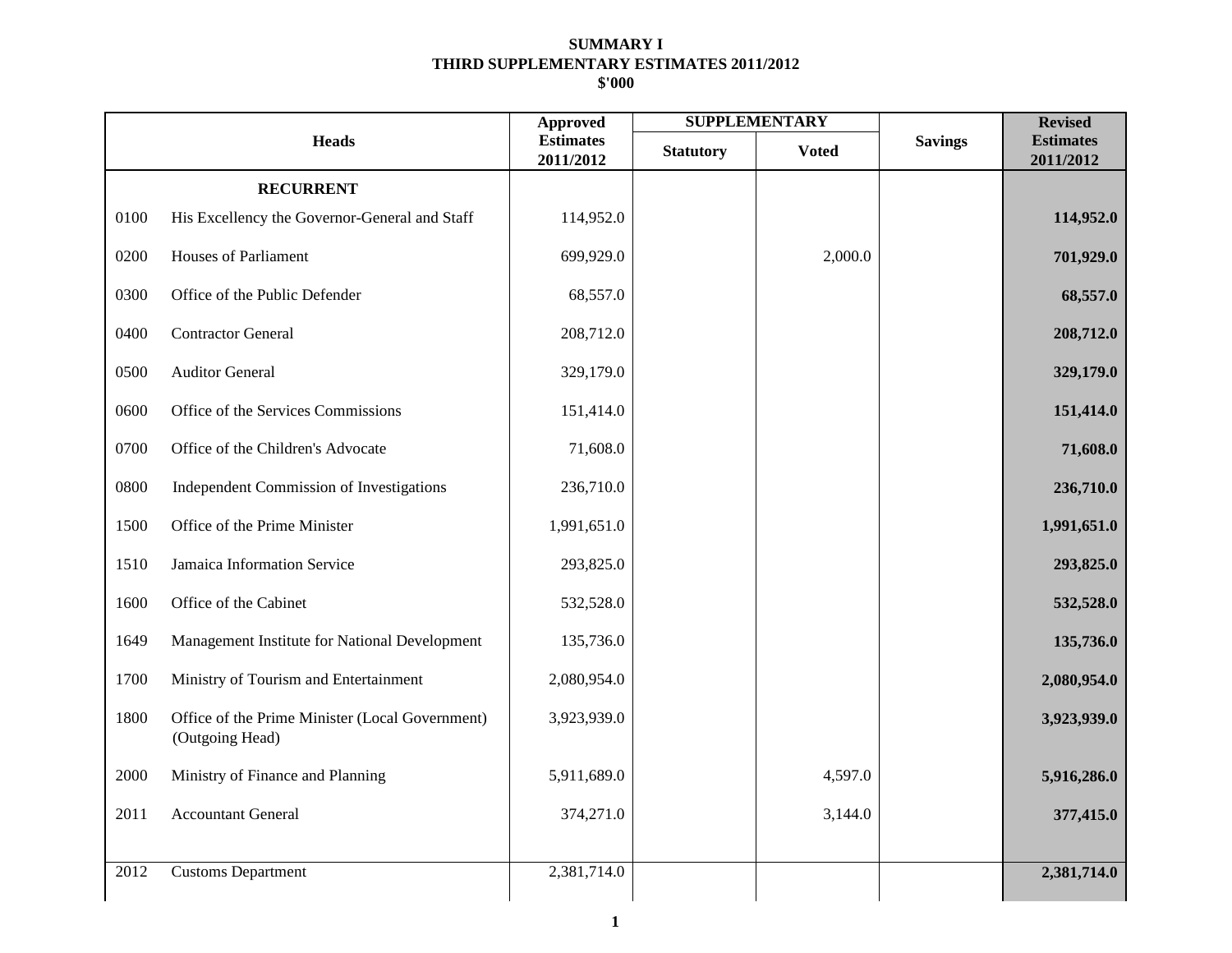**SUMMARY I**
**THIRD SUPPLEMENTARY ESTIMATES 2011/2012**
**$'000**

| | Heads | Approved Estimates 2011/2012 | SUPPLEMENTARY | | Savings | Revised Estimates 2011/2012 |
|---|---|---|---|---|---|---|
| | | | Statutory | Voted | | |
| | **RECURRENT** | | | | | |
| 0100 | His Excellency the Governor-General and Staff | 114,952.0 | | | | **114,952.0** |
| 0200 | Houses of Parliament | 699,929.0 | | 2,000.0 | | **701,929.0** |
| 0300 | Office of the Public Defender | 68,557.0 | | | | **68,557.0** |
| 0400 | Contractor General | 208,712.0 | | | | **208,712.0** |
| 0500 | Auditor General | 329,179.0 | | | | **329,179.0** |
| 0600 | Office of the Services Commissions | 151,414.0 | | | | **151,414.0** |
| 0700 | Office of the Children's Advocate | 71,608.0 | | | | **71,608.0** |
| 0800 | Independent Commission of Investigations | 236,710.0 | | | | **236,710.0** |
| 1500 | Office of the Prime Minister | 1,991,651.0 | | | | **1,991,651.0** |
| 1510 | Jamaica Information Service | 293,825.0 | | | | **293,825.0** |
| 1600 | Office of the Cabinet | 532,528.0 | | | | **532,528.0** |
| 1649 | Management Institute for National Development | 135,736.0 | | | | **135,736.0** |
| 1700 | Ministry of Tourism and Entertainment | 2,080,954.0 | | | | **2,080,954.0** |
| 1800 | Office of the Prime Minister (Local Government) (Outgoing Head) | 3,923,939.0 | | | | **3,923,939.0** |
| 2000 | Ministry of Finance and Planning | 5,911,689.0 | | 4,597.0 | | **5,916,286.0** |
| 2011 | Accountant General | 374,271.0 | | 3,144.0 | | **377,415.0** |
| 2012 | Customs Department | 2,381,714.0 | | | | **2,381,714.0** |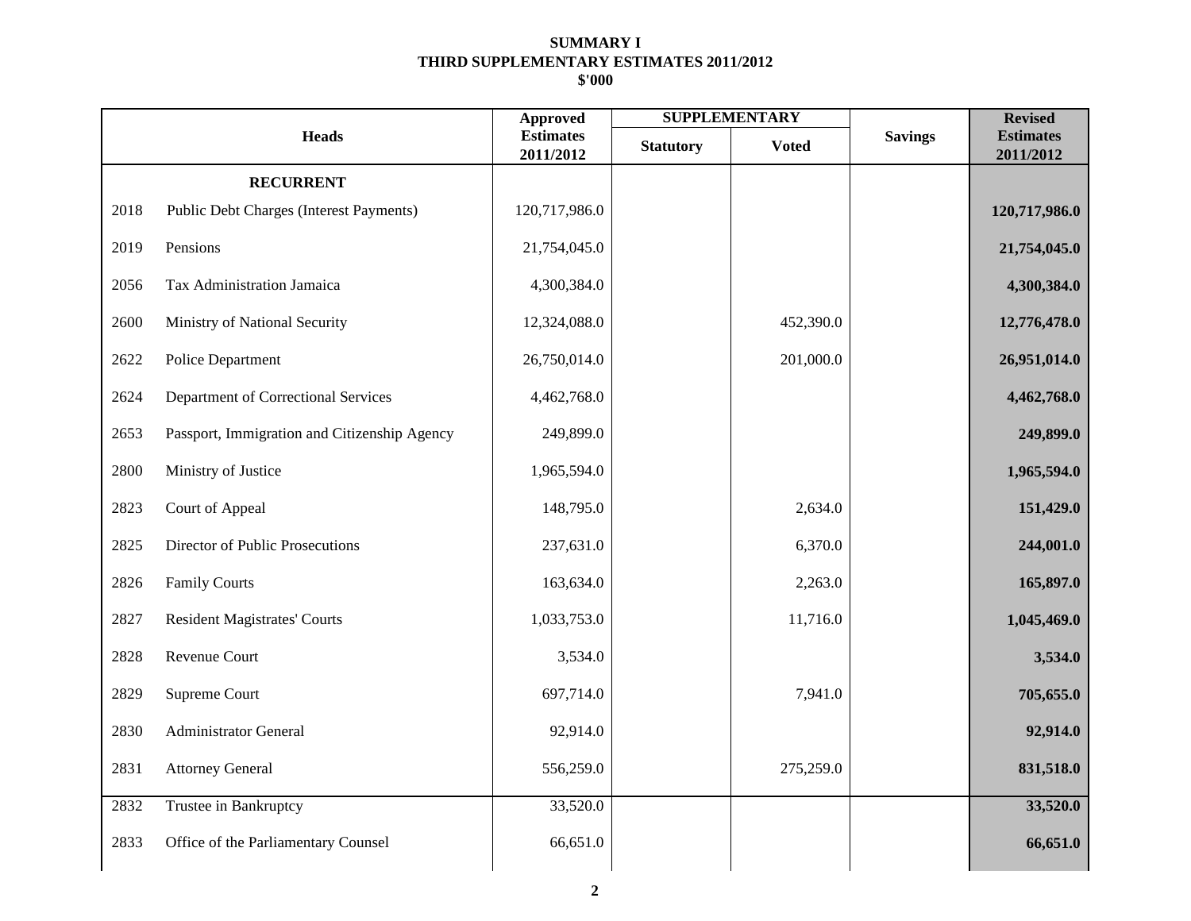# SUMMARY I
## THIRD SUPPLEMENTARY ESTIMATES 2011/2012
## $'000

| Heads | | Approved Estimates 2011/2012 | SUPPLEMENTARY | | Savings | Revised Estimates 2011/2012 |
|---|---|---|---|---|---|---|
| | | | Statutory | Voted | | |
| | **RECURRENT** | | | | | |
| 2018 | Public Debt Charges (Interest Payments) | 120,717,986.0 | | | | **120,717,986.0** |
| 2019 | Pensions | 21,754,045.0 | | | | **21,754,045.0** |
| 2056 | Tax Administration Jamaica | 4,300,384.0 | | | | **4,300,384.0** |
| 2600 | Ministry of National Security | 12,324,088.0 | | 452,390.0 | | **12,776,478.0** |
| 2622 | Police Department | 26,750,014.0 | | 201,000.0 | | **26,951,014.0** |
| 2624 | Department of Correctional Services | 4,462,768.0 | | | | **4,462,768.0** |
| 2653 | Passport, Immigration and Citizenship Agency | 249,899.0 | | | | **249,899.0** |
| 2800 | Ministry of Justice | 1,965,594.0 | | | | **1,965,594.0** |
| 2823 | Court of Appeal | 148,795.0 | | 2,634.0 | | **151,429.0** |
| 2825 | Director of Public Prosecutions | 237,631.0 | | 6,370.0 | | **244,001.0** |
| 2826 | Family Courts | 163,634.0 | | 2,263.0 | | **165,897.0** |
| 2827 | Resident Magistrates' Courts | 1,033,753.0 | | 11,716.0 | | **1,045,469.0** |
| 2828 | Revenue Court | 3,534.0 | | | | **3,534.0** |
| 2829 | Supreme Court | 697,714.0 | | 7,941.0 | | **705,655.0** |
| 2830 | Administrator General | 92,914.0 | | | | **92,914.0** |
| 2831 | Attorney General | 556,259.0 | | 275,259.0 | | **831,518.0** |
| 2832 | Trustee in Bankruptcy | 33,520.0 | | | | **33,520.0** |
| 2833 | Office of the Parliamentary Counsel | 66,651.0 | | | | **66,651.0** |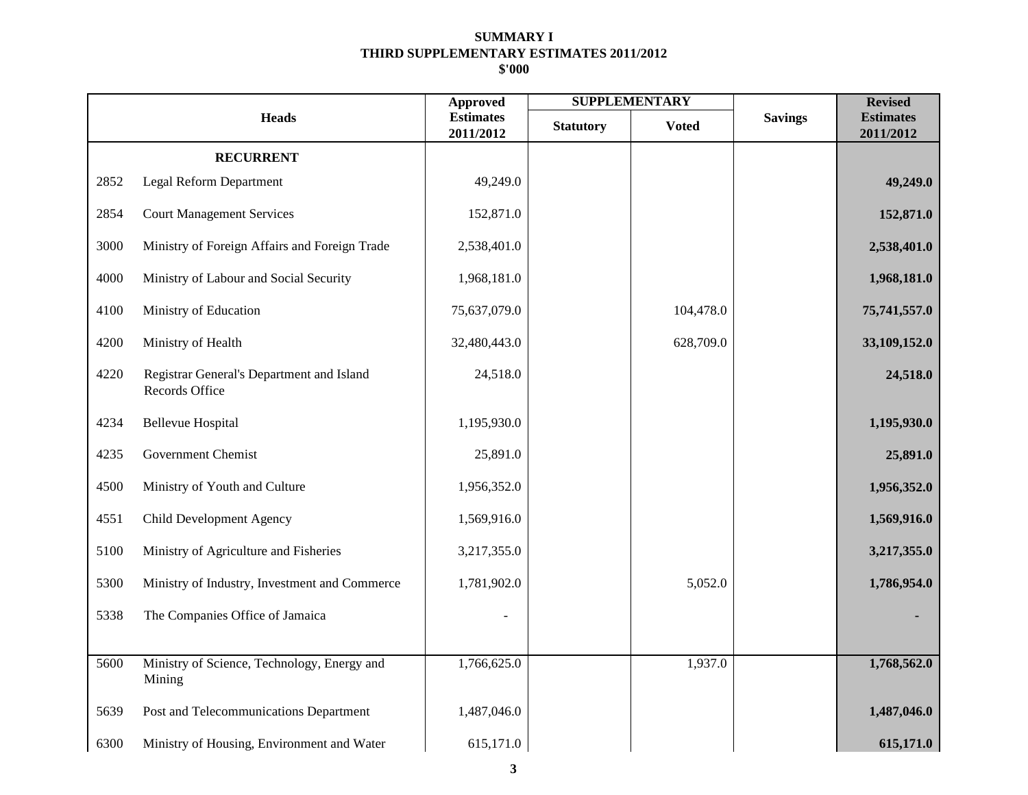# SUMMARY I
## THIRD SUPPLEMENTARY ESTIMATES 2011/2012
### $'000

| | Heads | Approved Estimates 2011/2012 | SUPPLEMENTARY | | Savings | Revised Estimates 2011/2012 |
|---|---|---|---|---|---|---|
| | | | Statutory | Voted | | |
| | **RECURRENT** | | | | | |
| 2852 | Legal Reform Department | 49,249.0 | | | | **49,249.0** |
| 2854 | Court Management Services | 152,871.0 | | | | **152,871.0** |
| 3000 | Ministry of Foreign Affairs and Foreign Trade | 2,538,401.0 | | | | **2,538,401.0** |
| 4000 | Ministry of Labour and Social Security | 1,968,181.0 | | | | **1,968,181.0** |
| 4100 | Ministry of Education | 75,637,079.0 | | 104,478.0 | | **75,741,557.0** |
| 4200 | Ministry of Health | 32,480,443.0 | | 628,709.0 | | **33,109,152.0** |
| 4220 | Registrar General's Department and Island Records Office | 24,518.0 | | | | **24,518.0** |
| 4234 | Bellevue Hospital | 1,195,930.0 | | | | **1,195,930.0** |
| 4235 | Government Chemist | 25,891.0 | | | | **25,891.0** |
| 4500 | Ministry of Youth and Culture | 1,956,352.0 | | | | **1,956,352.0** |
| 4551 | Child Development Agency | 1,569,916.0 | | | | **1,569,916.0** |
| 5100 | Ministry of Agriculture and Fisheries | 3,217,355.0 | | | | **3,217,355.0** |
| 5300 | Ministry of Industry, Investment and Commerce | 1,781,902.0 | | 5,052.0 | | **1,786,954.0** |
| 5338 | The Companies Office of Jamaica | - | | | | **-** |
| 5600 | Ministry of Science, Technology, Energy and Mining | 1,766,625.0 | | 1,937.0 | | **1,768,562.0** |
| 5639 | Post and Telecommunications Department | 1,487,046.0 | | | | **1,487,046.0** |
| 6300 | Ministry of Housing, Environment and Water | 615,171.0 | | | | **615,171.0** |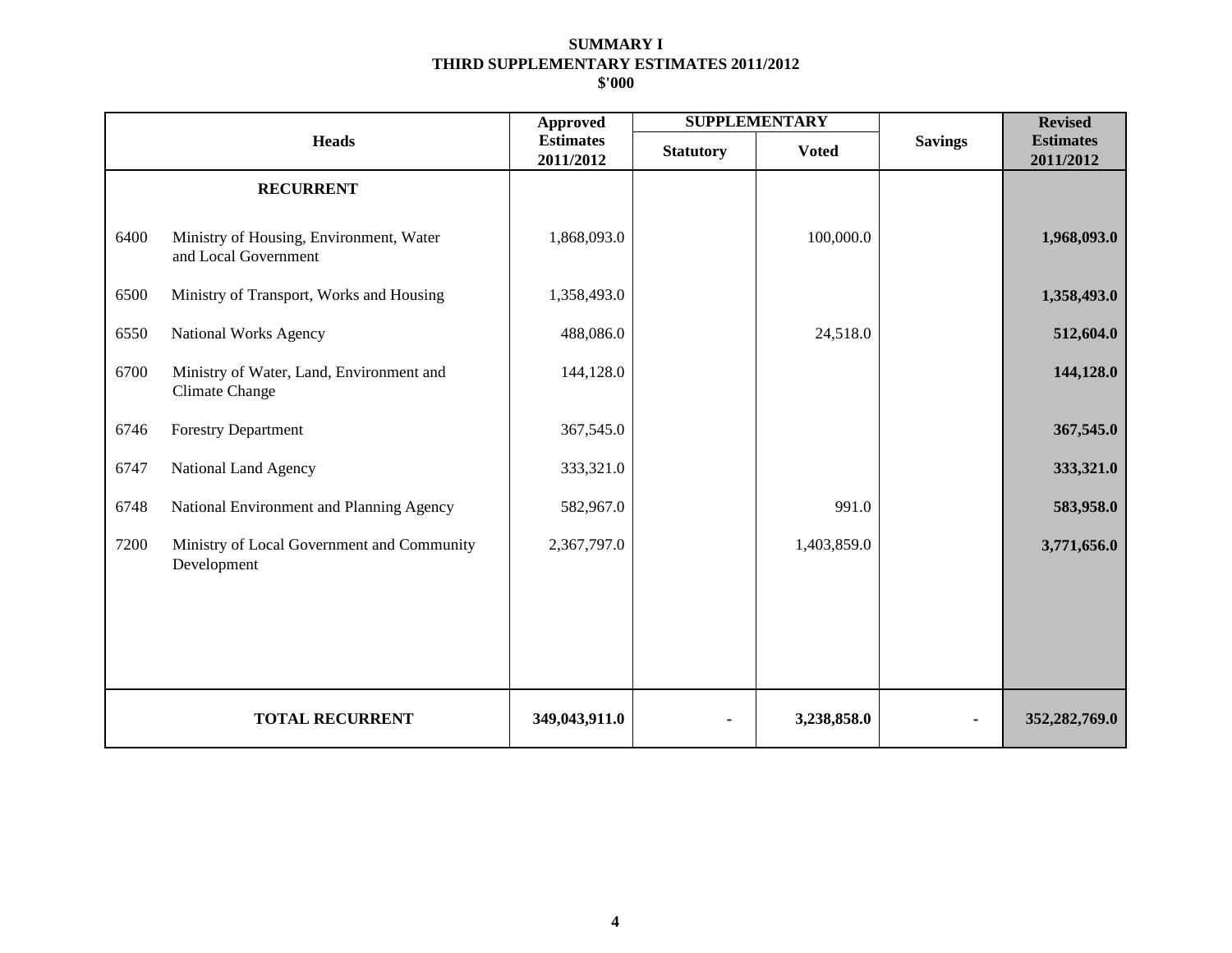**SUMMARY I**
**THIRD SUPPLEMENTARY ESTIMATES 2011/2012**
**$'000**

| Heads | | Approved Estimates 2011/2012 | SUPPLEMENTARY | | Savings | Revised Estimates 2011/2012 |
|---|---|---|---|---|---|---|
| | | | Statutory | Voted | | |
| | **RECURRENT** | | | | | |
| 6400 | Ministry of Housing, Environment, Water and Local Government | 1,868,093.0 | | 100,000.0 | | **1,968,093.0** |
| 6500 | Ministry of Transport, Works and Housing | 1,358,493.0 | | | | **1,358,493.0** |
| 6550 | National Works Agency | 488,086.0 | | 24,518.0 | | **512,604.0** |
| 6700 | Ministry of Water, Land, Environment and Climate Change | 144,128.0 | | | | **144,128.0** |
| 6746 | Forestry Department | 367,545.0 | | | | **367,545.0** |
| 6747 | National Land Agency | 333,321.0 | | | | **333,321.0** |
| 6748 | National Environment and Planning Agency | 582,967.0 | | 991.0 | | **583,958.0** |
| 7200 | Ministry of Local Government and Community Development | 2,367,797.0 | | 1,403,859.0 | | **3,771,656.0** |
| | **TOTAL RECURRENT** | **349,043,911.0** | **-** | **3,238,858.0** | **-** | **352,282,769.0** |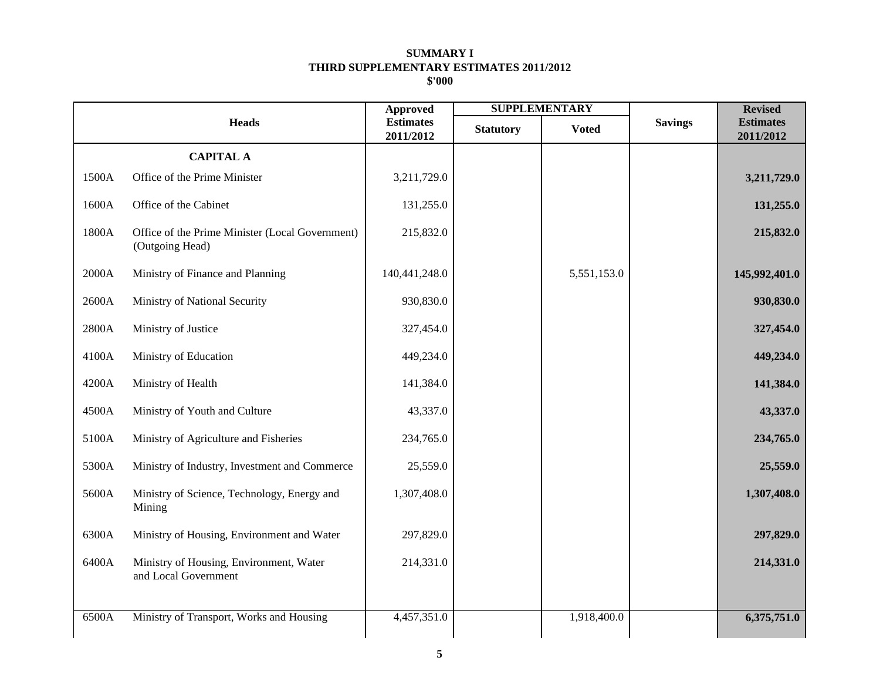**SUMMARY I**
**THIRD SUPPLEMENTARY ESTIMATES 2011/2012**
**$'000**

| Heads | | Approved Estimates 2011/2012 | SUPPLEMENTARY | | Savings | Revised Estimates 2011/2012 |
|---|---|---|---|---|---|---|
| | | | Statutory | Voted | | |
| | **CAPITAL A** | | | | | |
| 1500A | Office of the Prime Minister | 3,211,729.0 | | | | **3,211,729.0** |
| 1600A | Office of the Cabinet | 131,255.0 | | | | **131,255.0** |
| 1800A | Office of the Prime Minister (Local Government) (Outgoing Head) | 215,832.0 | | | | **215,832.0** |
| 2000A | Ministry of Finance and Planning | 140,441,248.0 | | 5,551,153.0 | | **145,992,401.0** |
| 2600A | Ministry of National Security | 930,830.0 | | | | **930,830.0** |
| 2800A | Ministry of Justice | 327,454.0 | | | | **327,454.0** |
| 4100A | Ministry of Education | 449,234.0 | | | | **449,234.0** |
| 4200A | Ministry of Health | 141,384.0 | | | | **141,384.0** |
| 4500A | Ministry of Youth and Culture | 43,337.0 | | | | **43,337.0** |
| 5100A | Ministry of Agriculture and Fisheries | 234,765.0 | | | | **234,765.0** |
| 5300A | Ministry of Industry, Investment and Commerce | 25,559.0 | | | | **25,559.0** |
| 5600A | Ministry of Science, Technology, Energy and Mining | 1,307,408.0 | | | | **1,307,408.0** |
| 6300A | Ministry of Housing, Environment and Water | 297,829.0 | | | | **297,829.0** |
| 6400A | Ministry of Housing, Environment, Water and Local Government | 214,331.0 | | | | **214,331.0** |
| 6500A | Ministry of Transport, Works and Housing | 4,457,351.0 | | 1,918,400.0 | | **6,375,751.0** |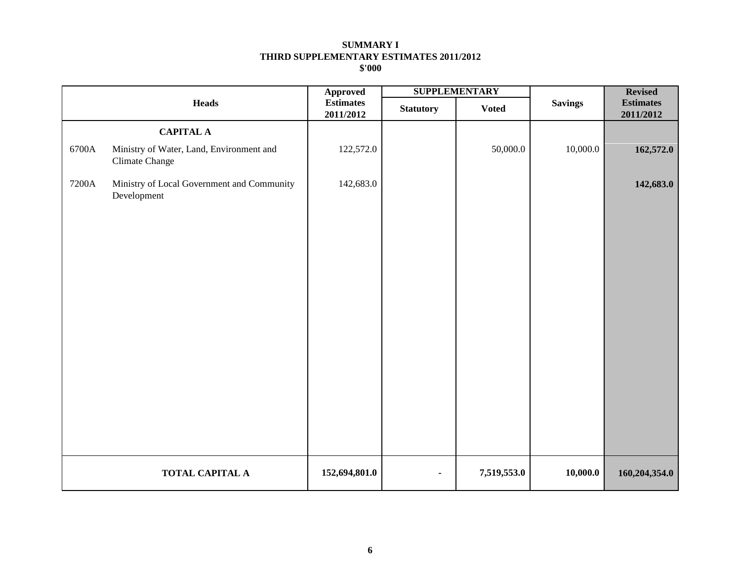**SUMMARY I**
**THIRD SUPPLEMENTARY ESTIMATES 2011/2012**
**$'000**

| Heads | | Approved Estimates 2011/2012 | SUPPLEMENTARY | | Savings | Revised Estimates 2011/2012 |
|---|---|---|---|---|---|---|
| | | | Statutory | Voted | | |
| | **CAPITAL A** | | | | | |
| 6700A | Ministry of Water, Land, Environment and Climate Change | 122,572.0 | | 50,000.0 | 10,000.0 | **162,572.0** |
| 7200A | Ministry of Local Government and Community Development | 142,683.0 | | | | **142,683.0** |
| | **TOTAL CAPITAL A** | **152,694,801.0** | **-** | **7,519,553.0** | **10,000.0** | **160,204,354.0** |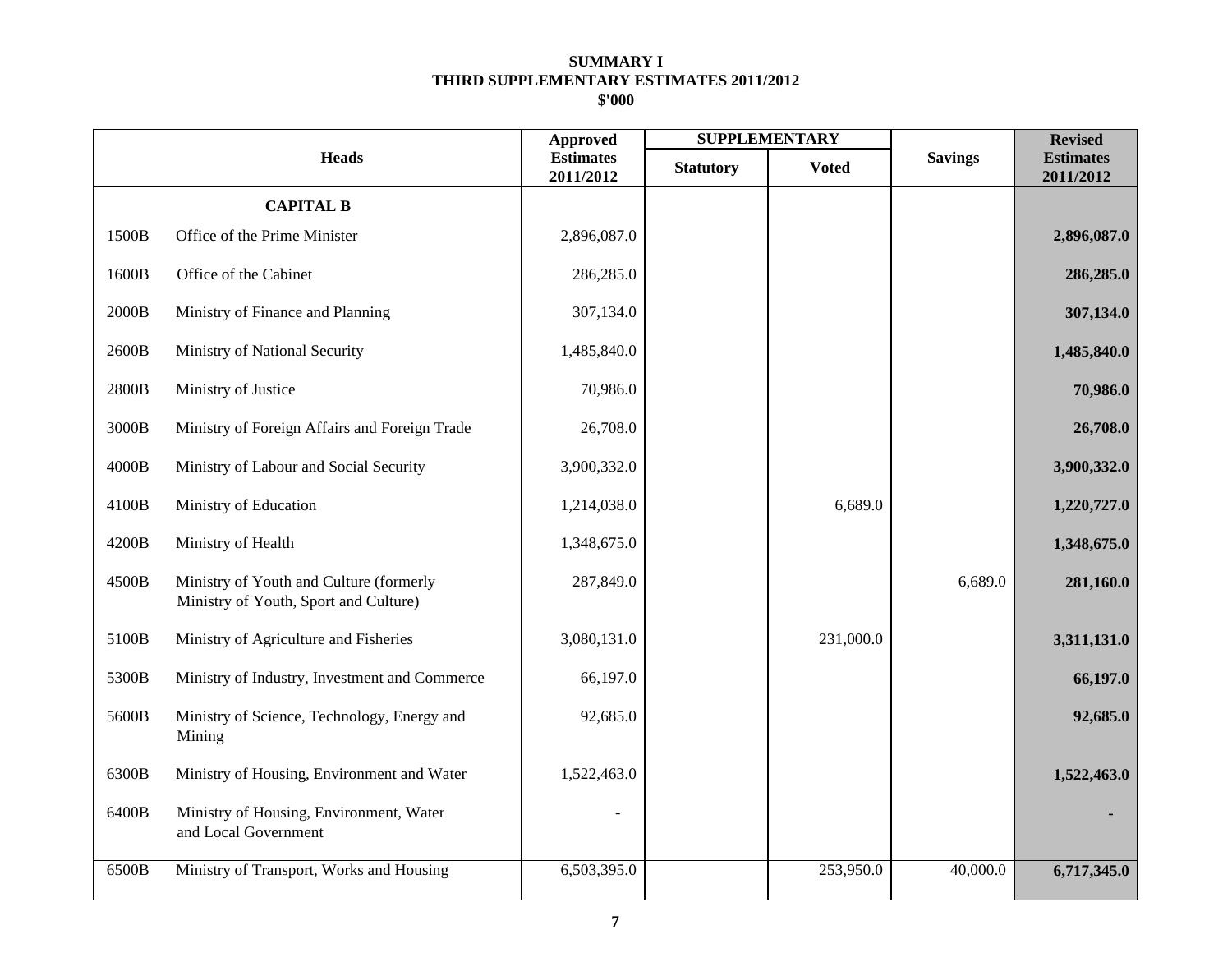**SUMMARY I**
**THIRD SUPPLEMENTARY ESTIMATES 2011/2012**
**$'000**

| | Heads | Approved Estimates 2011/2012 | SUPPLEMENTARY | | Savings | Revised Estimates 2011/2012 |
|---|---|---|---|---|---|---|
| | | | Statutory | Voted | | |
| | **CAPITAL B** | | | | | |
| 1500B | Office of the Prime Minister | 2,896,087.0 | | | | **2,896,087.0** |
| 1600B | Office of the Cabinet | 286,285.0 | | | | **286,285.0** |
| 2000B | Ministry of Finance and Planning | 307,134.0 | | | | **307,134.0** |
| 2600B | Ministry of National Security | 1,485,840.0 | | | | **1,485,840.0** |
| 2800B | Ministry of Justice | 70,986.0 | | | | **70,986.0** |
| 3000B | Ministry of Foreign Affairs and Foreign Trade | 26,708.0 | | | | **26,708.0** |
| 4000B | Ministry of Labour and Social Security | 3,900,332.0 | | | | **3,900,332.0** |
| 4100B | Ministry of Education | 1,214,038.0 | | 6,689.0 | | **1,220,727.0** |
| 4200B | Ministry of Health | 1,348,675.0 | | | | **1,348,675.0** |
| 4500B | Ministry of Youth and Culture (formerly Ministry of Youth, Sport and Culture) | 287,849.0 | | | 6,689.0 | **281,160.0** |
| 5100B | Ministry of Agriculture and Fisheries | 3,080,131.0 | | 231,000.0 | | **3,311,131.0** |
| 5300B | Ministry of Industry, Investment and Commerce | 66,197.0 | | | | **66,197.0** |
| 5600B | Ministry of Science, Technology, Energy and Mining | 92,685.0 | | | | **92,685.0** |
| 6300B | Ministry of Housing, Environment and Water | 1,522,463.0 | | | | **1,522,463.0** |
| 6400B | Ministry of Housing, Environment, Water and Local Government | - | | | | **-** |
| 6500B | Ministry of Transport, Works and Housing | 6,503,395.0 | | 253,950.0 | 40,000.0 | **6,717,345.0** |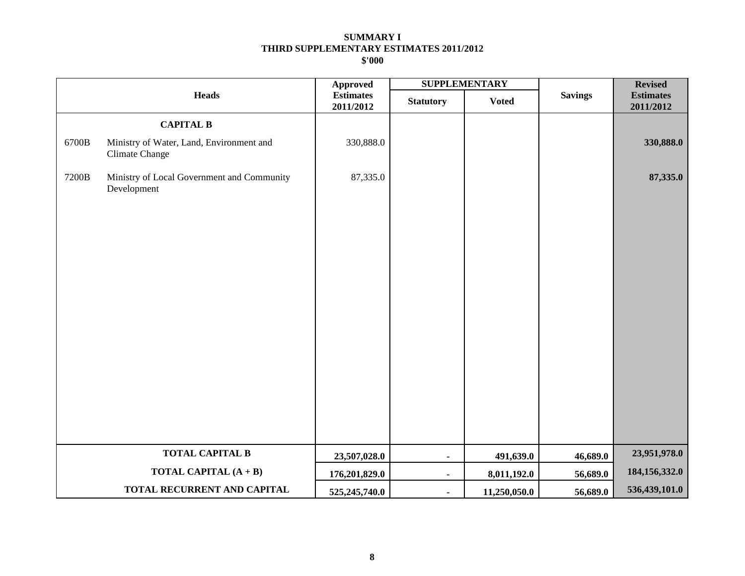**SUMMARY I**
**THIRD SUPPLEMENTARY ESTIMATES 2011/2012**
**$'000**

| | Heads | Approved Estimates 2011/2012 | SUPPLEMENTARY | | Savings | Revised Estimates 2011/2012 |
|---|---|---|---|---|---|---|
| | | | Statutory | Voted | | |
| | **CAPITAL B** | | | | | |
| 6700B | Ministry of Water, Land, Environment and Climate Change | 330,888.0 | | | | **330,888.0** |
| 7200B | Ministry of Local Government and Community Development | 87,335.0 | | | | **87,335.0** |
| | **TOTAL CAPITAL B** | **23,507,028.0** | **-** | **491,639.0** | **46,689.0** | **23,951,978.0** |
| | **TOTAL CAPITAL (A + B)** | **176,201,829.0** | **-** | **8,011,192.0** | **56,689.0** | **184,156,332.0** |
| | **TOTAL RECURRENT AND CAPITAL** | **525,245,740.0** | **-** | **11,250,050.0** | **56,689.0** | **536,439,101.0** |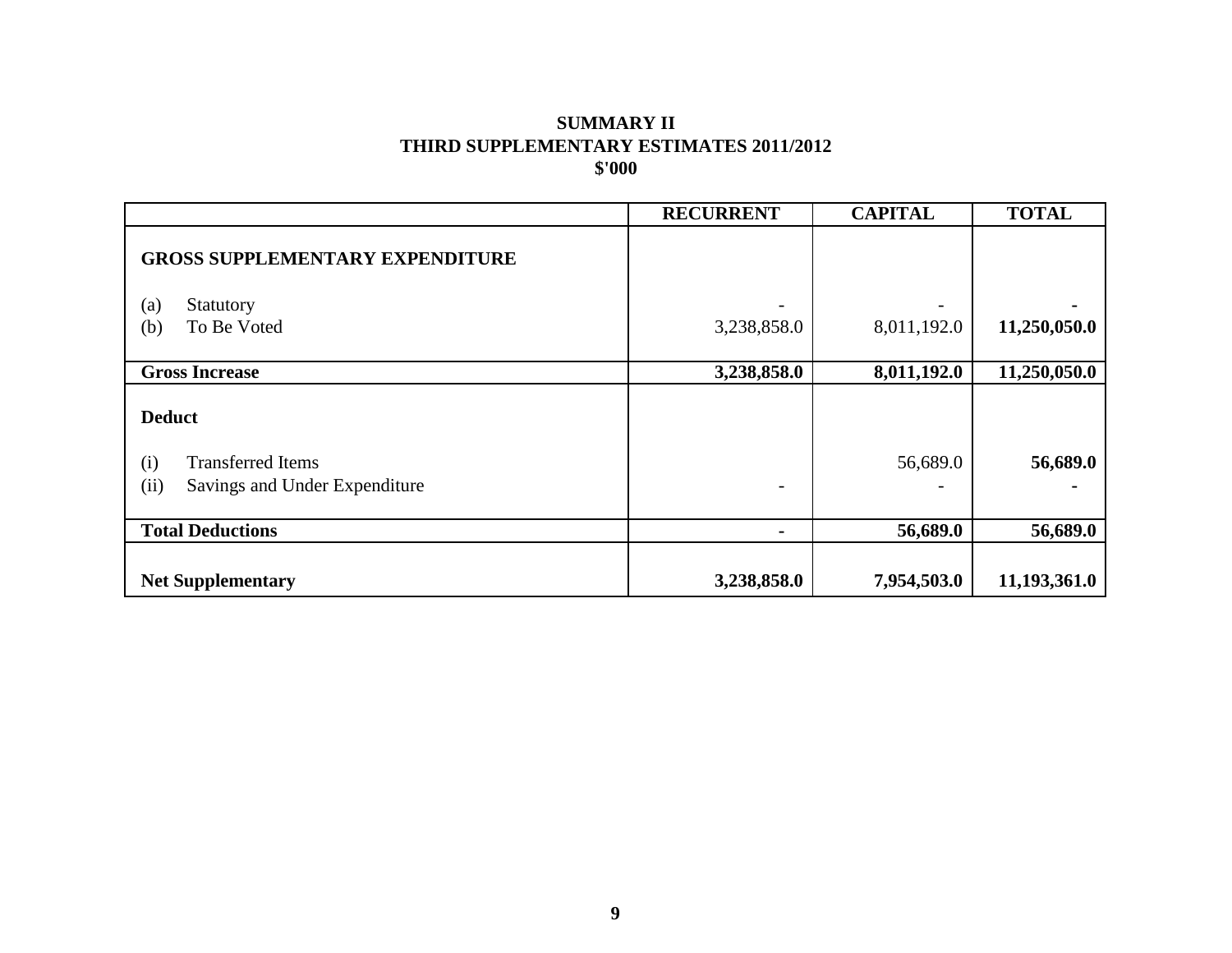**SUMMARY II**
**THIRD SUPPLEMENTARY ESTIMATES 2011/2012**
**$'000**

| | RECURRENT | CAPITAL | TOTAL |
|---|---|---|---|
| **GROSS SUPPLEMENTARY EXPENDITURE** | | | |
| (a) Statutory | - | - | **-** |
| (b) To Be Voted | 3,238,858.0 | 8,011,192.0 | **11,250,050.0** |
| **Gross Increase** | **3,238,858.0** | **8,011,192.0** | **11,250,050.0** |
| **Deduct** | | | |
| (i) Transferred Items | | 56,689.0 | **56,689.0** |
| (ii) Savings and Under Expenditure | - | - | **-** |
| **Total Deductions** | **-** | **56,689.0** | **56,689.0** |
| **Net Supplementary** | **3,238,858.0** | **7,954,503.0** | **11,193,361.0** |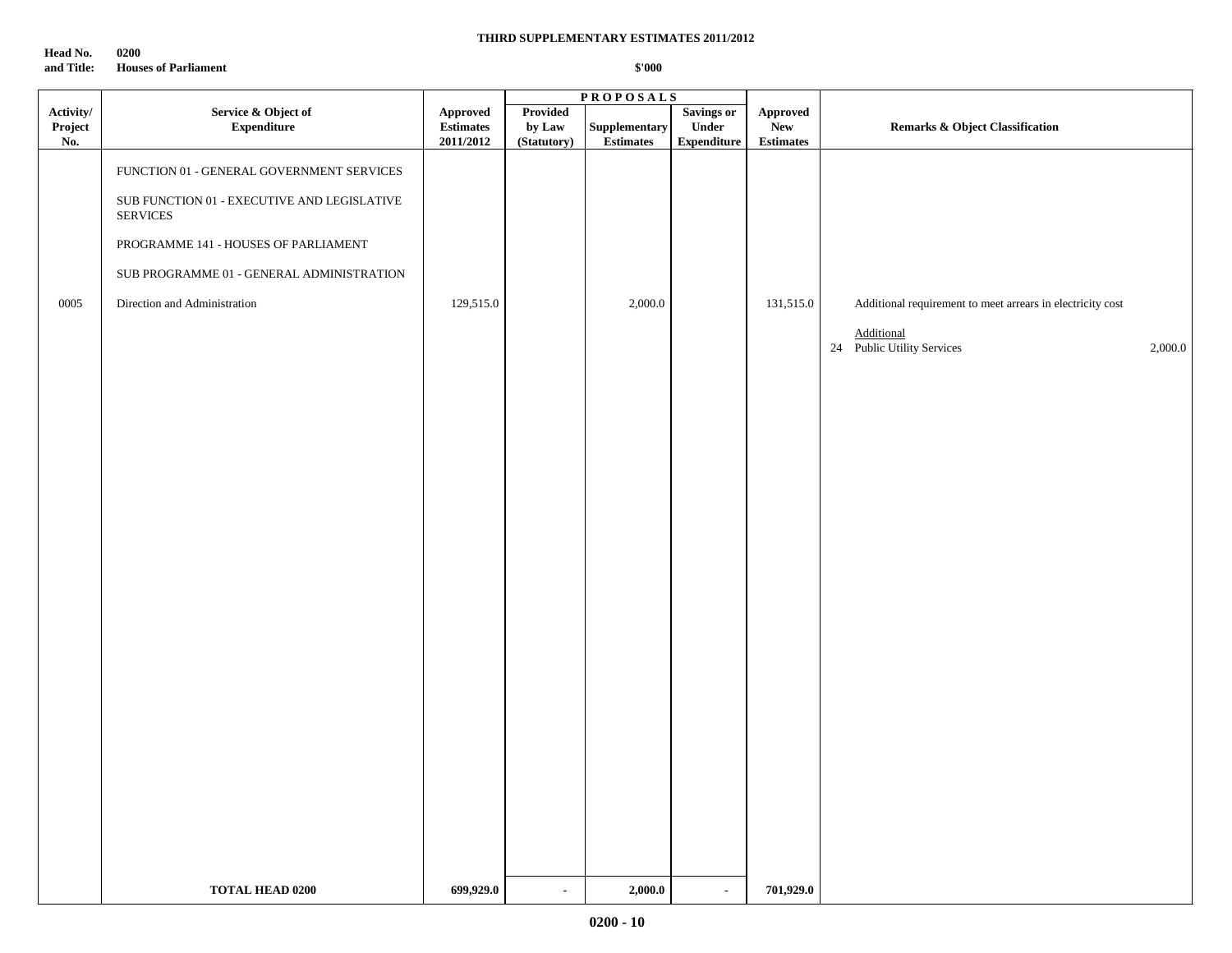**THIRD SUPPLEMENTARY ESTIMATES 2011/2012**

**Head No. 0200**
**and Title: Houses of Parliament**

**$'000**

| Activity/ Project No. | Service & Object of Expenditure | Approved Estimates 2011/2012 | PROPOSALS Provided by Law (Statutory) | Supplementary Estimates | Savings or Under Expenditure | Approved New Estimates | Remarks & Object Classification |
|---|---|---|---|---|---|---|---|
| | FUNCTION 01 - GENERAL GOVERNMENT SERVICES | | | | | | |
| | SUB FUNCTION 01 - EXECUTIVE AND LEGISLATIVE SERVICES | | | | | | |
| | PROGRAMME 141 - HOUSES OF PARLIAMENT | | | | | | |
| | SUB PROGRAMME 01 - GENERAL ADMINISTRATION | | | | | | |
| 0005 | Direction and Administration | 129,515.0 | | 2,000.0 | | 131,515.0 | Additional requirement to meet arrears in electricity cost |
| | | | | | | | Additional |
| | | | | | | | 24 Public Utility Services 2,000.0 |
| | **TOTAL HEAD 0200** | **699,929.0** | **-** | **2,000.0** | **-** | **701,929.0** | |

**0200 - 10**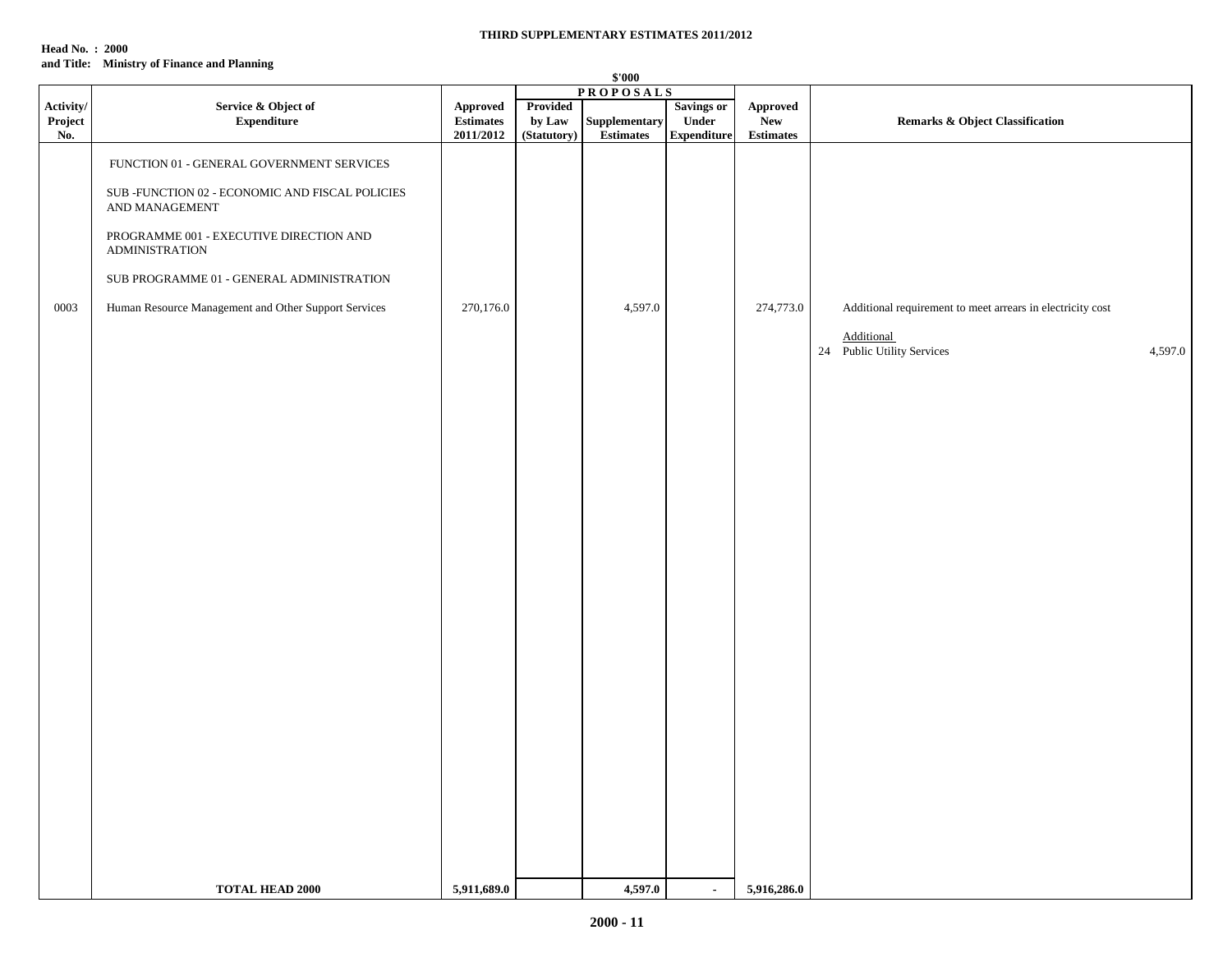**THIRD SUPPLEMENTARY ESTIMATES 2011/2012**

**Head No. : 2000**
**and Title: Ministry of Finance and Planning**

**$'000**

| Activity/ Project No. | Service & Object of Expenditure | Approved Estimates 2011/2012 | PROPOSALS Provided by Law (Statutory) | Supplementary Estimates | Savings or Under Expenditure | Approved New Estimates | Remarks & Object Classification |
|---|---|---|---|---|---|---|---|
| | FUNCTION 01 - GENERAL GOVERNMENT SERVICES | | | | | | |
| | SUB -FUNCTION 02 - ECONOMIC AND FISCAL POLICIES AND MANAGEMENT | | | | | | |
| | PROGRAMME 001 - EXECUTIVE DIRECTION AND ADMINISTRATION | | | | | | |
| | SUB PROGRAMME 01 - GENERAL ADMINISTRATION | | | | | | |
| 0003 | Human Resource Management and Other Support Services | 270,176.0 | | 4,597.0 | | 274,773.0 | Additional requirement to meet arrears in electricity cost |
| | | | | | | | Additional |
| | | | | | | | 24 Public Utility Services 4,597.0 |
| | **TOTAL HEAD 2000** | **5,911,689.0** | | **4,597.0** | **-** | **5,916,286.0** | |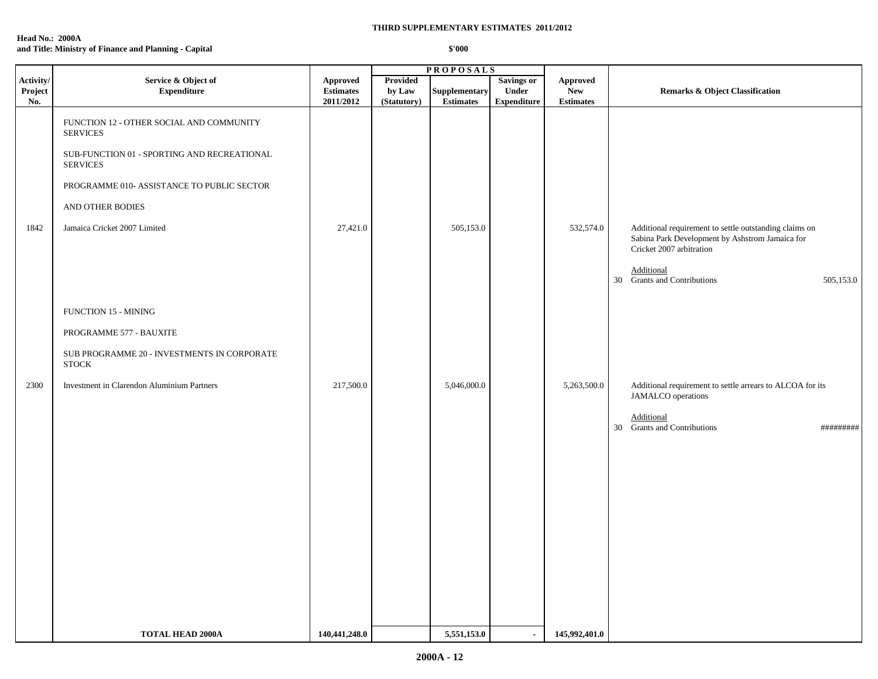**THIRD SUPPLEMENTARY ESTIMATES 2011/2012**

**Head No.: 2000A**
**and Title: Ministry of Finance and Planning - Capital**

**$'000**

| Activity/ Project No. | Service & Object of Expenditure | Approved Estimates 2011/2012 | PROPOSALS Provided by Law (Statutory) | Supplementary Estimates | Savings or Under Expenditure | Approved New Estimates | Remarks & Object Classification |
|---|---|---|---|---|---|---|---|
| | FUNCTION 12 - OTHER SOCIAL AND COMMUNITY SERVICES | | | | | | |
| | SUB-FUNCTION 01 - SPORTING AND RECREATIONAL SERVICES | | | | | | |
| | PROGRAMME 010- ASSISTANCE TO PUBLIC SECTOR AND OTHER BODIES | | | | | | |
| 1842 | Jamaica Cricket 2007 Limited | 27,421.0 | | 505,153.0 | | 532,574.0 | Additional requirement to settle outstanding claims on Sabina Park Development by Ashstrom Jamaica for Cricket 2007 arbitration<br><br>Additional<br>30 Grants and Contributions 505,153.0 |
| | FUNCTION 15 - MINING | | | | | | |
| | PROGRAMME 577 - BAUXITE | | | | | | |
| | SUB PROGRAMME 20 - INVESTMENTS IN CORPORATE STOCK | | | | | | |
| 2300 | Investment in Clarendon Aluminium Partners | 217,500.0 | | 5,046,000.0 | | 5,263,500.0 | Additional requirement to settle arrears to ALCOA for its JAMALCO operations<br><br>Additional<br>30 Grants and Contributions ######### |
| | **TOTAL HEAD 2000A** | **140,441,248.0** | | **5,551,153.0** | - | **145,992,401.0** | |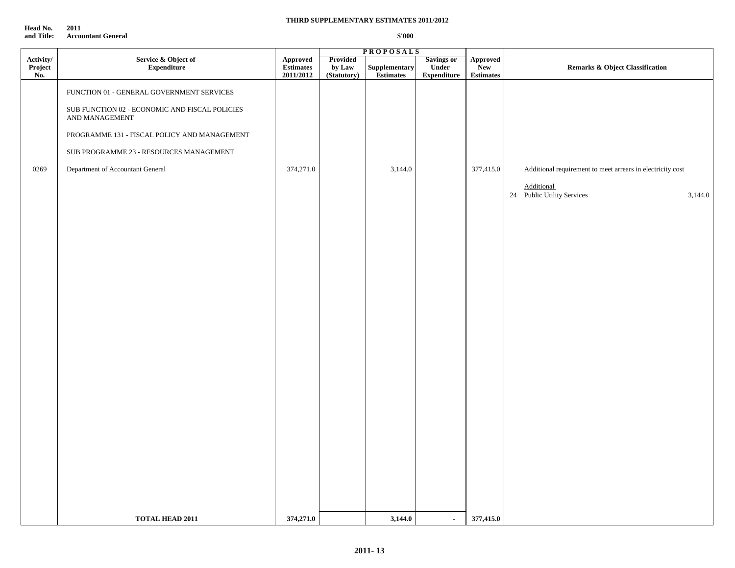**THIRD SUPPLEMENTARY ESTIMATES 2011/2012**

**Head No. and Title:** 2011 Accountant General

**$'000**

| Activity/ Project No. | Service & Object of Expenditure | Approved Estimates 2011/2012 | PROPOSALS Provided by Law (Statutory) | Supplementary Estimates | Savings or Under Expenditure | Approved New Estimates | Remarks & Object Classification |
|---|---|---|---|---|---|---|---|
| | FUNCTION 01 - GENERAL GOVERNMENT SERVICES | | | | | | |
| | SUB FUNCTION 02 - ECONOMIC AND FISCAL POLICIES AND MANAGEMENT | | | | | | |
| | PROGRAMME 131 - FISCAL POLICY AND MANAGEMENT | | | | | | |
| | SUB PROGRAMME 23 - RESOURCES MANAGEMENT | | | | | | |
| 0269 | Department of Accountant General | 374,271.0 | | 3,144.0 | | 377,415.0 | Additional requirement to meet arrears in electricity cost<br><br>Additional<br>24 Public Utility Services 3,144.0 |
| | **TOTAL HEAD 2011** | **374,271.0** | | **3,144.0** | **-** | **377,415.0** | |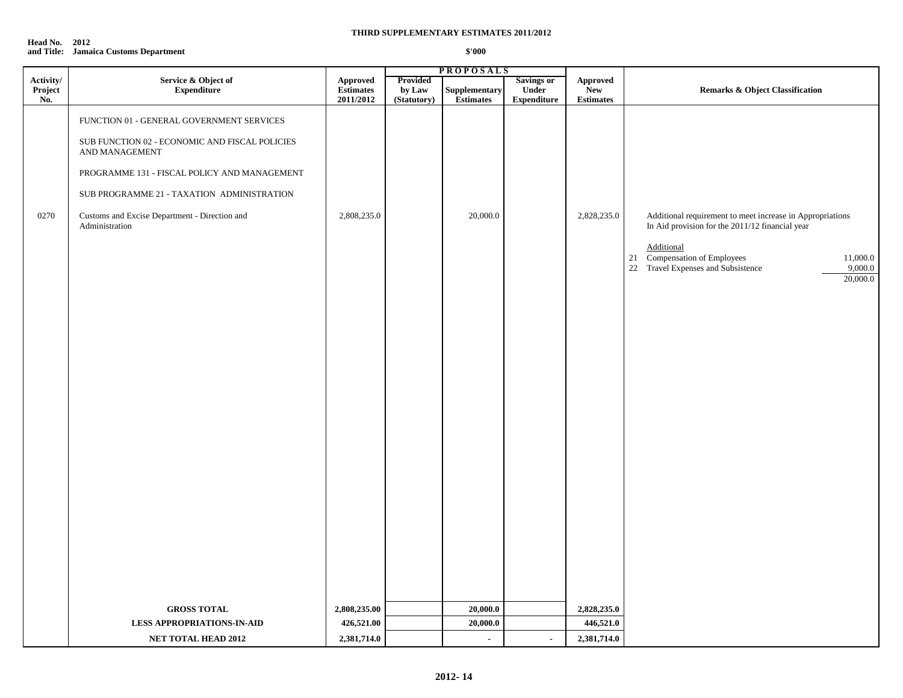**THIRD SUPPLEMENTARY ESTIMATES 2011/2012**

**Head No. 2012**
**and Title: Jamaica Customs Department**

**$'000**

| Activity/ Project No. | Service & Object of Expenditure | Approved Estimates 2011/2012 | PROPOSALS Provided by Law (Statutory) | Supplementary Estimates | Savings or Under Expenditure | Approved New Estimates | Remarks & Object Classification |
|---|---|---|---|---|---|---|---|
| | FUNCTION 01 - GENERAL GOVERNMENT SERVICES | | | | | | |
| | SUB FUNCTION 02 - ECONOMIC AND FISCAL POLICIES AND MANAGEMENT | | | | | | |
| | PROGRAMME 131 - FISCAL POLICY AND MANAGEMENT | | | | | | |
| | SUB PROGRAMME 21 - TAXATION ADMINISTRATION | | | | | | |
| 0270 | Customs and Excise Department - Direction and Administration | 2,808,235.0 | | 20,000.0 | | 2,828,235.0 | Additional requirement to meet increase in Appropriations In Aid provision for the 2011/12 financial year<br><br>Additional<br>21 Compensation of Employees 11,000.0<br>22 Travel Expenses and Subsistence 9,000.0<br>20,000.0 |
| | **GROSS TOTAL** | **2,808,235.00** | | **20,000.0** | | **2,828,235.0** | |
| | **LESS APPROPRIATIONS-IN-AID** | **426,521.00** | | **20,000.0** | | **446,521.0** | |
| | **NET TOTAL HEAD 2012** | **2,381,714.0** | | **-** | **-** | **2,381,714.0** | |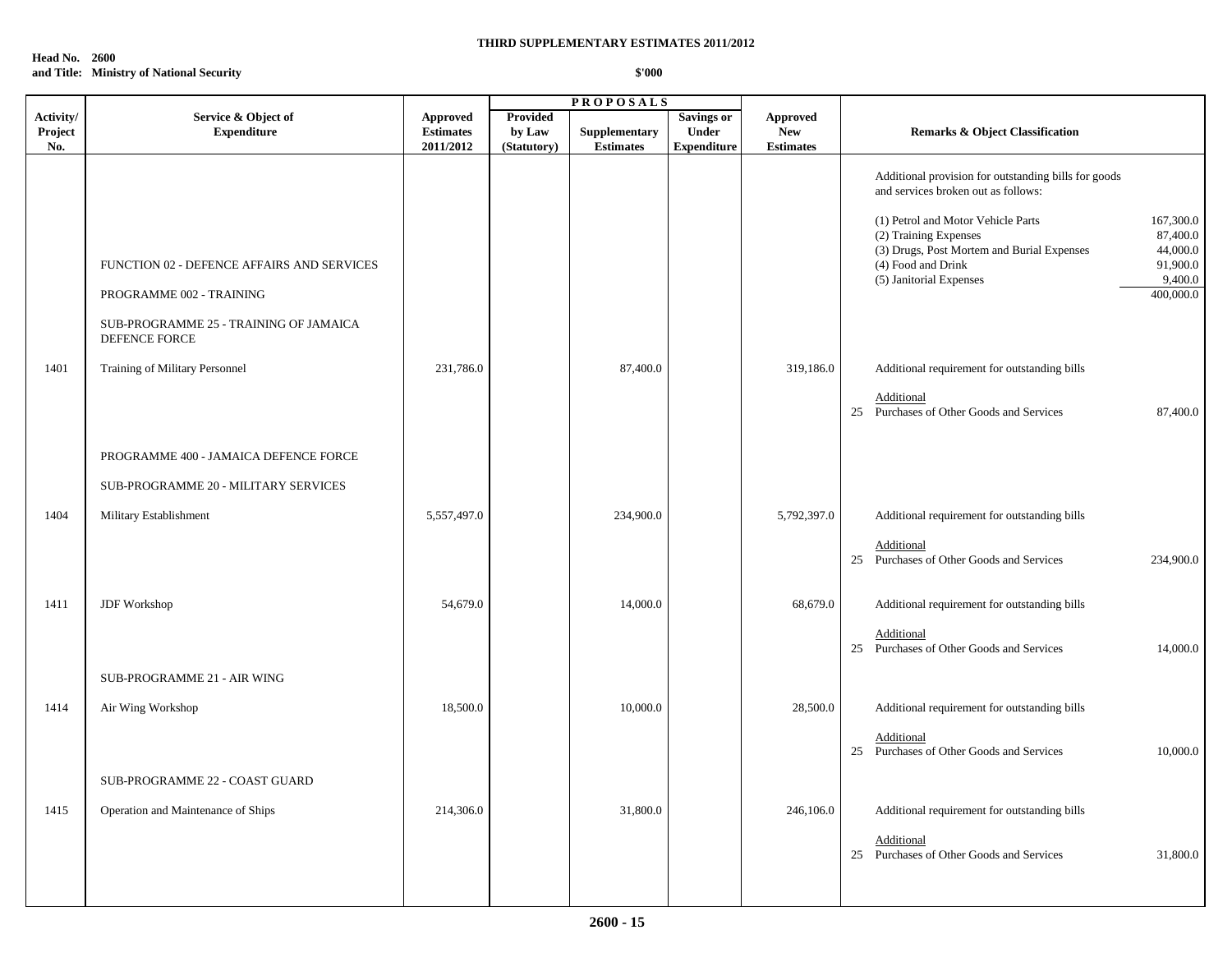**THIRD SUPPLEMENTARY ESTIMATES 2011/2012**

**Head No. 2600**
**and Title: Ministry of National Security**

**$'000**

| Activity/ Project No. | Service & Object of Expenditure | Approved Estimates 2011/2012 | PROPOSALS Provided by Law (Statutory) | Supplementary Estimates | Savings or Under Expenditure | Approved New Estimates | Remarks & Object Classification |
|---|---|---|---|---|---|---|---|
| | | | | | | | Additional provision for outstanding bills for goods and services broken out as follows: |
| | | | | | | | (1) Petrol and Motor Vehicle Parts 167,300.0 |
| | | | | | | | (2) Training Expenses 87,400.0 |
| | | | | | | | (3) Drugs, Post Mortem and Burial Expenses 44,000.0 |
| | FUNCTION 02 - DEFENCE AFFAIRS AND SERVICES | | | | | | (4) Food and Drink 91,900.0 |
| | | | | | | | (5) Janitorial Expenses 9,400.0 |
| | PROGRAMME 002 - TRAINING | | | | | | 400,000.0 |
| | SUB-PROGRAMME 25 - TRAINING OF JAMAICA DEFENCE FORCE | | | | | | |
| 1401 | Training of Military Personnel | 231,786.0 | | 87,400.0 | | 319,186.0 | Additional requirement for outstanding bills |
| | | | | | | | Additional |
| | | | | | | | 25 Purchases of Other Goods and Services 87,400.0 |
| | PROGRAMME 400 - JAMAICA DEFENCE FORCE | | | | | | |
| | SUB-PROGRAMME 20 - MILITARY SERVICES | | | | | | |
| 1404 | Military Establishment | 5,557,497.0 | | 234,900.0 | | 5,792,397.0 | Additional requirement for outstanding bills |
| | | | | | | | Additional |
| | | | | | | | 25 Purchases of Other Goods and Services 234,900.0 |
| 1411 | JDF Workshop | 54,679.0 | | 14,000.0 | | 68,679.0 | Additional requirement for outstanding bills |
| | | | | | | | Additional |
| | | | | | | | 25 Purchases of Other Goods and Services 14,000.0 |
| | SUB-PROGRAMME 21 - AIR WING | | | | | | |
| 1414 | Air Wing Workshop | 18,500.0 | | 10,000.0 | | 28,500.0 | Additional requirement for outstanding bills |
| | | | | | | | Additional |
| | | | | | | | 25 Purchases of Other Goods and Services 10,000.0 |
| | SUB-PROGRAMME 22 - COAST GUARD | | | | | | |
| 1415 | Operation and Maintenance of Ships | 214,306.0 | | 31,800.0 | | 246,106.0 | Additional requirement for outstanding bills |
| | | | | | | | Additional |
| | | | | | | | 25 Purchases of Other Goods and Services 31,800.0 |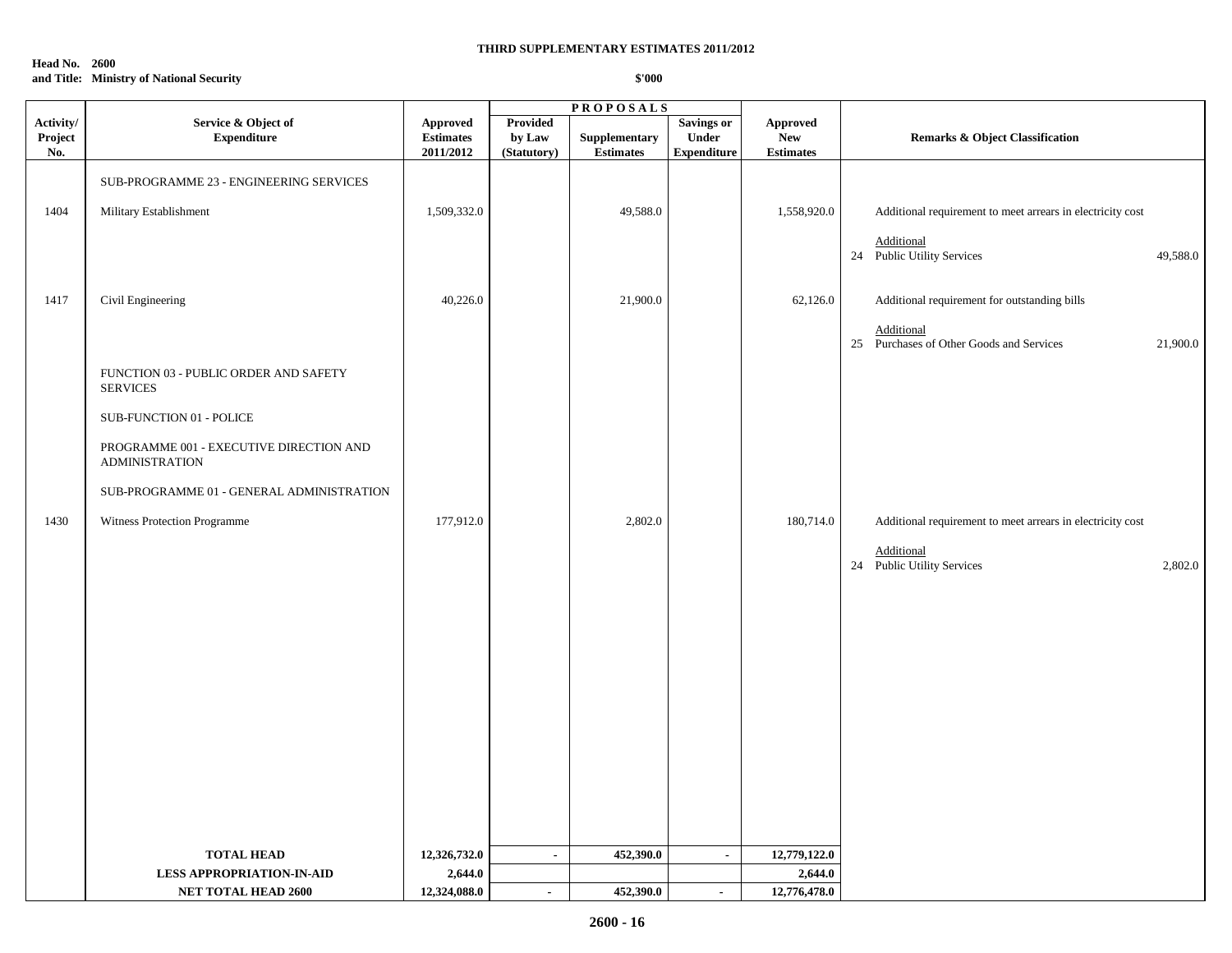**THIRD SUPPLEMENTARY ESTIMATES 2011/2012**

**Head No. 2600**
**and Title: Ministry of National Security**

**$'000**

| Activity/ Project No. | Service & Object of Expenditure | Approved Estimates 2011/2012 | PROPOSALS Provided by Law (Statutory) | Supplementary Estimates | Savings or Under Expenditure | Approved New Estimates | Remarks & Object Classification |
|---|---|---|---|---|---|---|---|
| | SUB-PROGRAMME 23 - ENGINEERING SERVICES | | | | | | |
| 1404 | Military Establishment | 1,509,332.0 | | 49,588.0 | | 1,558,920.0 | Additional requirement to meet arrears in electricity cost<br>Additional<br>24 Public Utility Services 49,588.0 |
| 1417 | Civil Engineering | 40,226.0 | | 21,900.0 | | 62,126.0 | Additional requirement for outstanding bills<br>Additional<br>25 Purchases of Other Goods and Services 21,900.0 |
| | FUNCTION 03 - PUBLIC ORDER AND SAFETY SERVICES | | | | | | |
| | SUB-FUNCTION 01 - POLICE | | | | | | |
| | PROGRAMME 001 - EXECUTIVE DIRECTION AND ADMINISTRATION | | | | | | |
| | SUB-PROGRAMME 01 - GENERAL ADMINISTRATION | | | | | | |
| 1430 | Witness Protection Programme | 177,912.0 | | 2,802.0 | | 180,714.0 | Additional requirement to meet arrears in electricity cost<br>Additional<br>24 Public Utility Services 2,802.0 |
| | **TOTAL HEAD** | **12,326,732.0** | **-** | **452,390.0** | **-** | **12,779,122.0** | |
| | **LESS APPROPRIATION-IN-AID** | **2,644.0** | | | | **2,644.0** | |
| | **NET TOTAL HEAD 2600** | **12,324,088.0** | **-** | **452,390.0** | **-** | **12,776,478.0** | |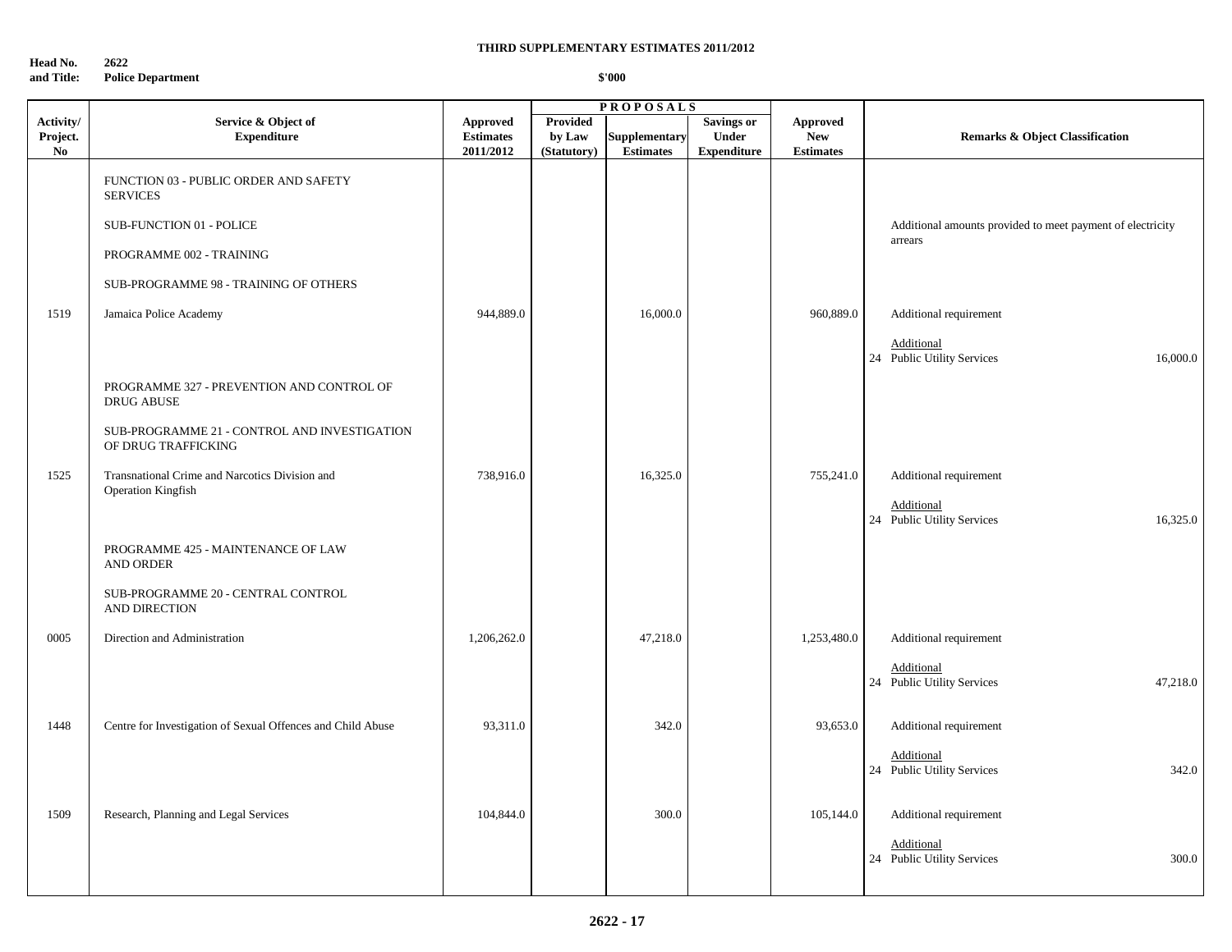**THIRD SUPPLEMENTARY ESTIMATES 2011/2012**

**Head No. and Title:** **2622 Police Department**

**$'000**

| Activity/ Project. No | Service & Object of Expenditure | Approved Estimates 2011/2012 | PROPOSALS Provided by Law (Statutory) | Supplementary Estimates | Savings or Under Expenditure | Approved New Estimates | Remarks & Object Classification |
|---|---|---|---|---|---|---|---|
| | FUNCTION 03 - PUBLIC ORDER AND SAFETY SERVICES | | | | | | |
| | SUB-FUNCTION 01 - POLICE | | | | | | Additional amounts provided to meet payment of electricity arrears |
| | PROGRAMME 002 - TRAINING | | | | | | |
| | SUB-PROGRAMME 98 - TRAINING OF OTHERS | | | | | | |
| 1519 | Jamaica Police Academy | 944,889.0 | | 16,000.0 | | 960,889.0 | Additional requirement<br>Additional<br>24 Public Utility Services 16,000.0 |
| | PROGRAMME 327 - PREVENTION AND CONTROL OF DRUG ABUSE | | | | | | |
| | SUB-PROGRAMME 21 - CONTROL AND INVESTIGATION OF DRUG TRAFFICKING | | | | | | |
| 1525 | Transnational Crime and Narcotics Division and Operation Kingfish | 738,916.0 | | 16,325.0 | | 755,241.0 | Additional requirement<br>Additional<br>24 Public Utility Services 16,325.0 |
| | PROGRAMME 425 - MAINTENANCE OF LAW AND ORDER | | | | | | |
| | SUB-PROGRAMME 20 - CENTRAL CONTROL AND DIRECTION | | | | | | |
| 0005 | Direction and Administration | 1,206,262.0 | | 47,218.0 | | 1,253,480.0 | Additional requirement<br>Additional<br>24 Public Utility Services 47,218.0 |
| 1448 | Centre for Investigation of Sexual Offences and Child Abuse | 93,311.0 | | 342.0 | | 93,653.0 | Additional requirement<br>Additional<br>24 Public Utility Services 342.0 |
| 1509 | Research, Planning and Legal Services | 104,844.0 | | 300.0 | | 105,144.0 | Additional requirement<br>Additional<br>24 Public Utility Services 300.0 |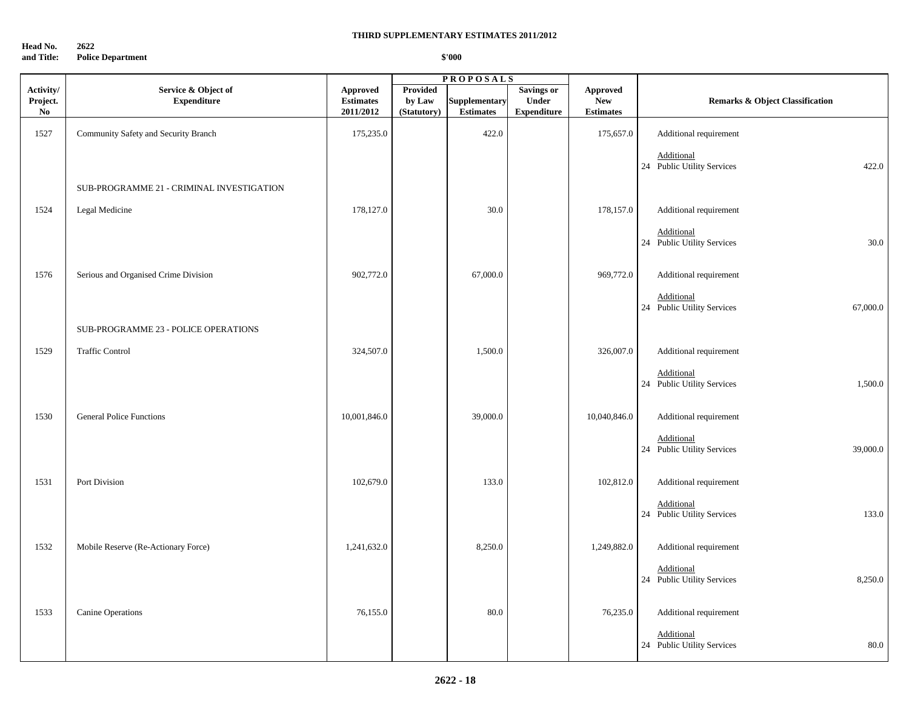**THIRD SUPPLEMENTARY ESTIMATES 2011/2012**

**Head No. and Title:** 2622 Police Department

**$'000**

| Activity/ Project. No | Service & Object of Expenditure | Approved Estimates 2011/2012 | PROPOSALS Provided by Law (Statutory) | Supplementary Estimates | Savings or Under Expenditure | Approved New Estimates | Remarks & Object Classification | |
|---|---|---|---|---|---|---|---|---|
| 1527 | Community Safety and Security Branch | 175,235.0 | | 422.0 | | 175,657.0 | Additional requirement | |
| | | | | | | | Additional | |
| | | | | | | | 24 Public Utility Services | 422.0 |
| | SUB-PROGRAMME 21 - CRIMINAL INVESTIGATION | | | | | | | |
| 1524 | Legal Medicine | 178,127.0 | | 30.0 | | 178,157.0 | Additional requirement | |
| | | | | | | | Additional | |
| | | | | | | | 24 Public Utility Services | 30.0 |
| 1576 | Serious and Organised Crime Division | 902,772.0 | | 67,000.0 | | 969,772.0 | Additional requirement | |
| | | | | | | | Additional | |
| | | | | | | | 24 Public Utility Services | 67,000.0 |
| | SUB-PROGRAMME 23 - POLICE OPERATIONS | | | | | | | |
| 1529 | Traffic Control | 324,507.0 | | 1,500.0 | | 326,007.0 | Additional requirement | |
| | | | | | | | Additional | |
| | | | | | | | 24 Public Utility Services | 1,500.0 |
| 1530 | General Police Functions | 10,001,846.0 | | 39,000.0 | | 10,040,846.0 | Additional requirement | |
| | | | | | | | Additional | |
| | | | | | | | 24 Public Utility Services | 39,000.0 |
| 1531 | Port Division | 102,679.0 | | 133.0 | | 102,812.0 | Additional requirement | |
| | | | | | | | Additional | |
| | | | | | | | 24 Public Utility Services | 133.0 |
| 1532 | Mobile Reserve (Re-Actionary Force) | 1,241,632.0 | | 8,250.0 | | 1,249,882.0 | Additional requirement | |
| | | | | | | | Additional | |
| | | | | | | | 24 Public Utility Services | 8,250.0 |
| 1533 | Canine Operations | 76,155.0 | | 80.0 | | 76,235.0 | Additional requirement | |
| | | | | | | | Additional | |
| | | | | | | | 24 Public Utility Services | 80.0 |

**2622 - 18**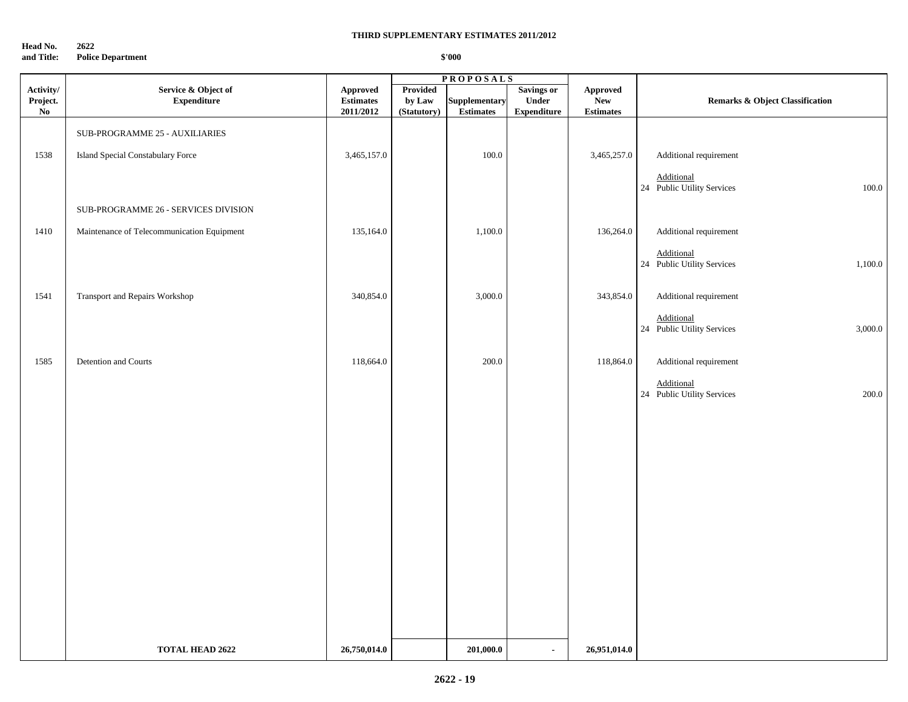**THIRD SUPPLEMENTARY ESTIMATES 2011/2012**

**Head No. and Title:** **2622 Police Department**

**$'000**

| Activity/ Project. No | Service & Object of Expenditure | Approved Estimates 2011/2012 | PROPOSALS Provided by Law (Statutory) | Supplementary Estimates | Savings or Under Expenditure | Approved New Estimates | Remarks & Object Classification | |
|---|---|---|---|---|---|---|---|---|
| | SUB-PROGRAMME 25 - AUXILIARIES | | | | | | | |
| 1538 | Island Special Constabulary Force | 3,465,157.0 | | 100.0 | | 3,465,257.0 | Additional requirement | |
| | | | | | | | Additional | |
| | | | | | | | 24 Public Utility Services | 100.0 |
| | SUB-PROGRAMME 26 - SERVICES DIVISION | | | | | | | |
| 1410 | Maintenance of Telecommunication Equipment | 135,164.0 | | 1,100.0 | | 136,264.0 | Additional requirement | |
| | | | | | | | Additional | |
| | | | | | | | 24 Public Utility Services | 1,100.0 |
| 1541 | Transport and Repairs Workshop | 340,854.0 | | 3,000.0 | | 343,854.0 | Additional requirement | |
| | | | | | | | Additional | |
| | | | | | | | 24 Public Utility Services | 3,000.0 |
| 1585 | Detention and Courts | 118,664.0 | | 200.0 | | 118,864.0 | Additional requirement | |
| | | | | | | | Additional | |
| | | | | | | | 24 Public Utility Services | 200.0 |
| | **TOTAL HEAD 2622** | **26,750,014.0** | | **201,000.0** | - | **26,951,014.0** | | |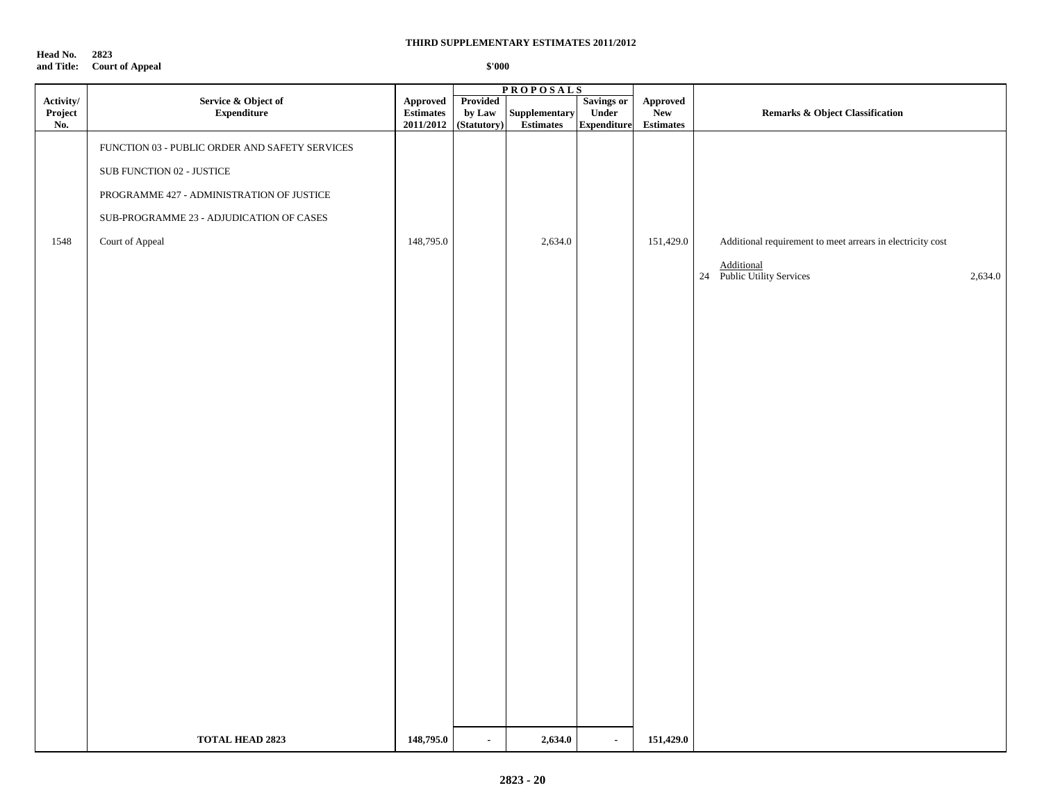**THIRD SUPPLEMENTARY ESTIMATES 2011/2012**

**Head No. and Title: 2823 Court of Appeal**

**$'000**

| Activity/ Project No. | Service & Object of Expenditure | Approved Estimates 2011/2012 | PROPOSALS Provided by Law (Statutory) | Supplementary Estimates | Savings or Under Expenditure | Approved New Estimates | Remarks & Object Classification |
|---|---|---|---|---|---|---|---|
| | FUNCTION 03 - PUBLIC ORDER AND SAFETY SERVICES | | | | | | |
| | SUB FUNCTION 02 - JUSTICE | | | | | | |
| | PROGRAMME 427 - ADMINISTRATION OF JUSTICE | | | | | | |
| | SUB-PROGRAMME 23 - ADJUDICATION OF CASES | | | | | | |
| 1548 | Court of Appeal | 148,795.0 | | 2,634.0 | | 151,429.0 | Additional requirement to meet arrears in electricity cost |
| | | | | | | | Additional |
| | | | | | | | 24 Public Utility Services 2,634.0 |
| | **TOTAL HEAD 2823** | **148,795.0** | **-** | **2,634.0** | **-** | **151,429.0** | |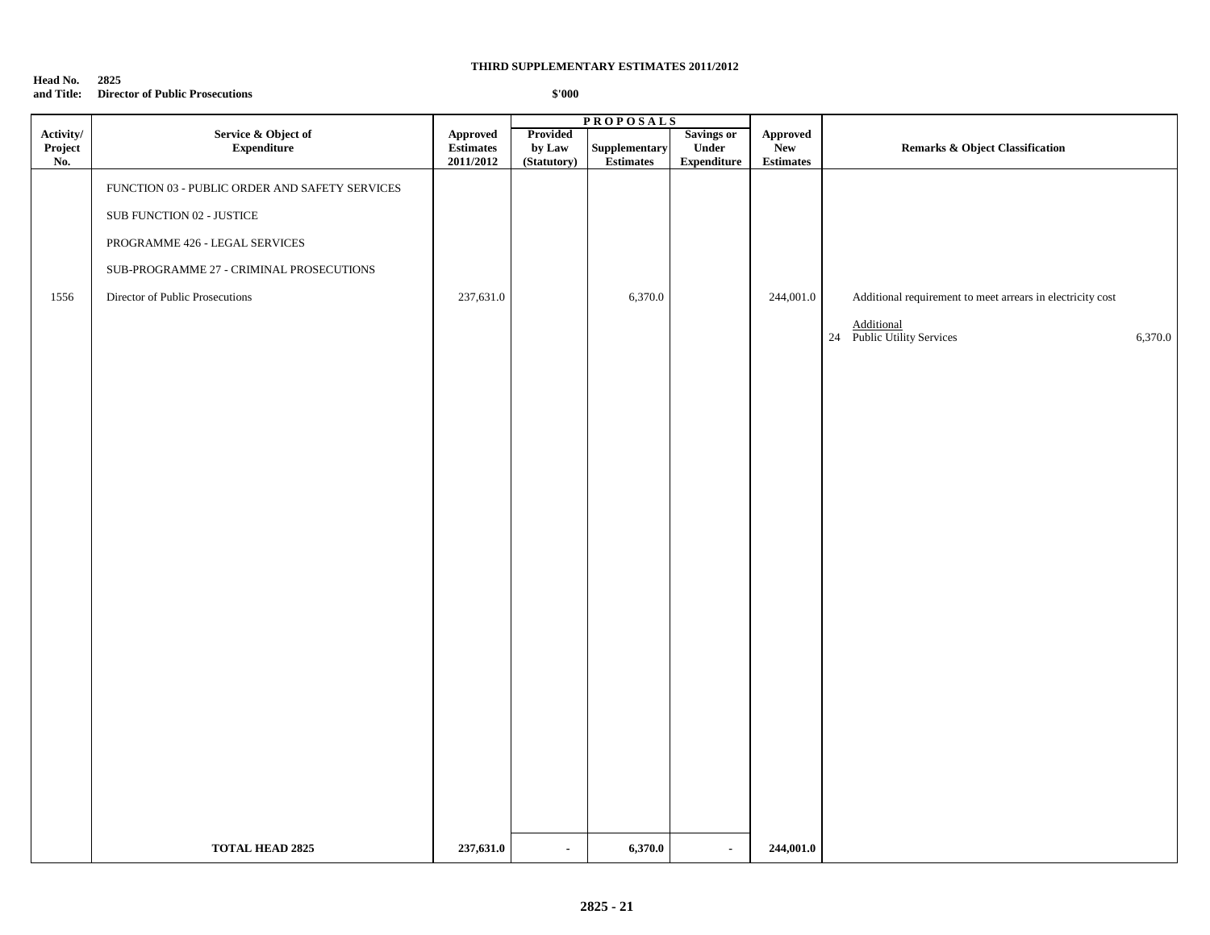**THIRD SUPPLEMENTARY ESTIMATES 2011/2012**

**Head No. and Title: 2825 Director of Public Prosecutions**

**$'000**

| Activity/ Project No. | Service & Object of Expenditure | Approved Estimates 2011/2012 | PROPOSALS Provided by Law (Statutory) | Supplementary Estimates | Savings or Under Expenditure | Approved New Estimates | Remarks & Object Classification |
|---|---|---|---|---|---|---|---|
| | FUNCTION 03 - PUBLIC ORDER AND SAFETY SERVICES | | | | | | |
| | SUB FUNCTION 02 - JUSTICE | | | | | | |
| | PROGRAMME 426 - LEGAL SERVICES | | | | | | |
| | SUB-PROGRAMME 27 - CRIMINAL PROSECUTIONS | | | | | | |
| 1556 | Director of Public Prosecutions | 237,631.0 | | 6,370.0 | | 244,001.0 | Additional requirement to meet arrears in electricity cost<br><br>Additional<br>24 Public Utility Services 6,370.0 |
| | **TOTAL HEAD 2825** | **237,631.0** | **-** | **6,370.0** | **-** | **244,001.0** | |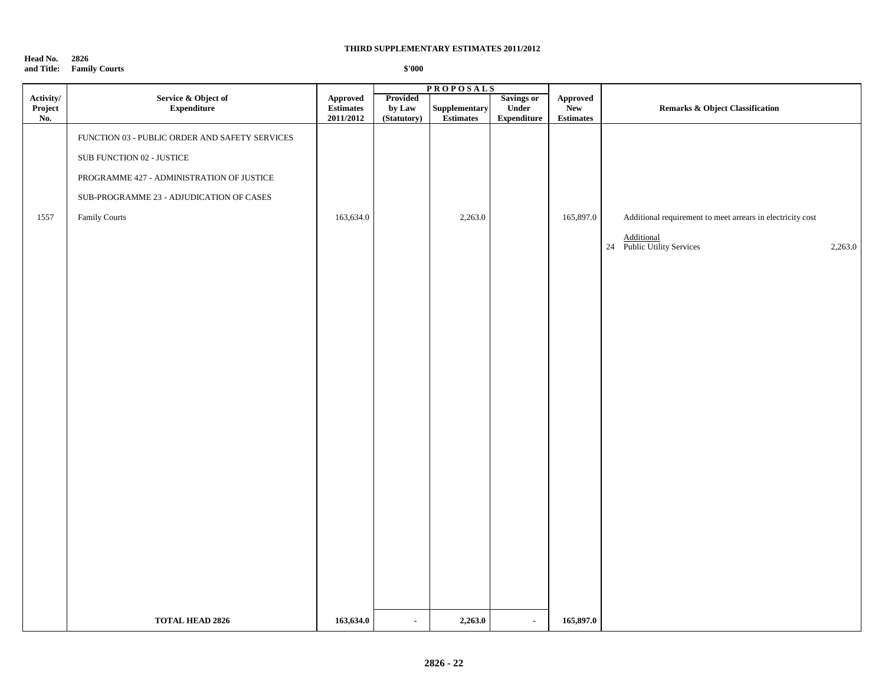**THIRD SUPPLEMENTARY ESTIMATES 2011/2012**

**Head No. 2826**
**and Title: Family Courts**

**$'000**

| Activity/ Project No. | Service & Object of Expenditure | Approved Estimates 2011/2012 | PROPOSALS Provided by Law (Statutory) | Supplementary Estimates | Savings or Under Expenditure | Approved New Estimates | Remarks & Object Classification |
|---|---|---|---|---|---|---|---|
| | FUNCTION 03 - PUBLIC ORDER AND SAFETY SERVICES | | | | | | |
| | SUB FUNCTION 02 - JUSTICE | | | | | | |
| | PROGRAMME 427 - ADMINISTRATION OF JUSTICE | | | | | | |
| | SUB-PROGRAMME 23 - ADJUDICATION OF CASES | | | | | | |
| 1557 | Family Courts | 163,634.0 | | 2,263.0 | | 165,897.0 | Additional requirement to meet arrears in electricity cost |
| | | | | | | | Additional |
| | | | | | | | 24 Public Utility Services 2,263.0 |
| | **TOTAL HEAD 2826** | **163,634.0** | **-** | **2,263.0** | **-** | **165,897.0** | |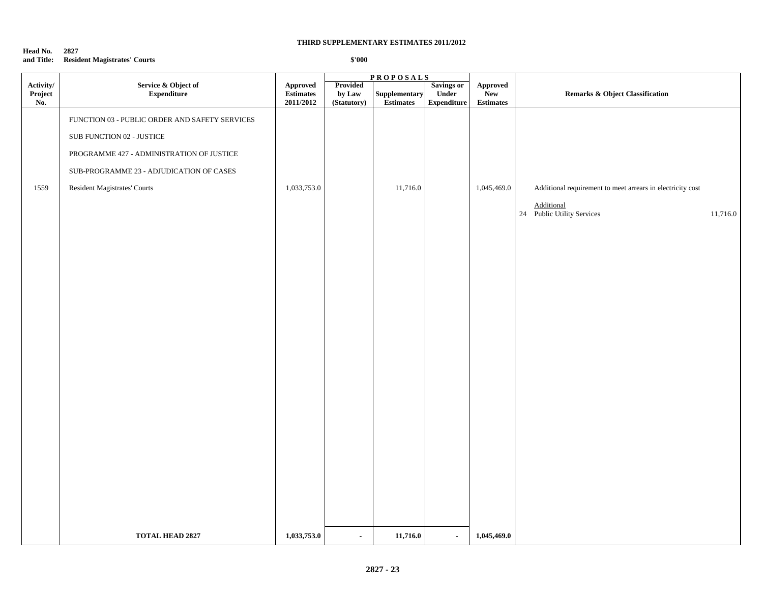**THIRD SUPPLEMENTARY ESTIMATES 2011/2012**

**Head No. 2827**
**and Title: Resident Magistrates' Courts**

**$'000**

| Activity/ Project No. | Service & Object of Expenditure | Approved Estimates 2011/2012 | PROPOSALS Provided by Law (Statutory) | Supplementary Estimates | Savings or Under Expenditure | Approved New Estimates | Remarks & Object Classification |
|---|---|---|---|---|---|---|---|
| | FUNCTION 03 - PUBLIC ORDER AND SAFETY SERVICES | | | | | | |
| | SUB FUNCTION 02 - JUSTICE | | | | | | |
| | PROGRAMME 427 - ADMINISTRATION OF JUSTICE | | | | | | |
| | SUB-PROGRAMME 23 - ADJUDICATION OF CASES | | | | | | |
| 1559 | Resident Magistrates' Courts | 1,033,753.0 | | 11,716.0 | | 1,045,469.0 | Additional requirement to meet arrears in electricity cost |
| | | | | | | | Additional |
| | | | | | | | 24 Public Utility Services 11,716.0 |
| | **TOTAL HEAD 2827** | **1,033,753.0** | **-** | **11,716.0** | **-** | **1,045,469.0** | |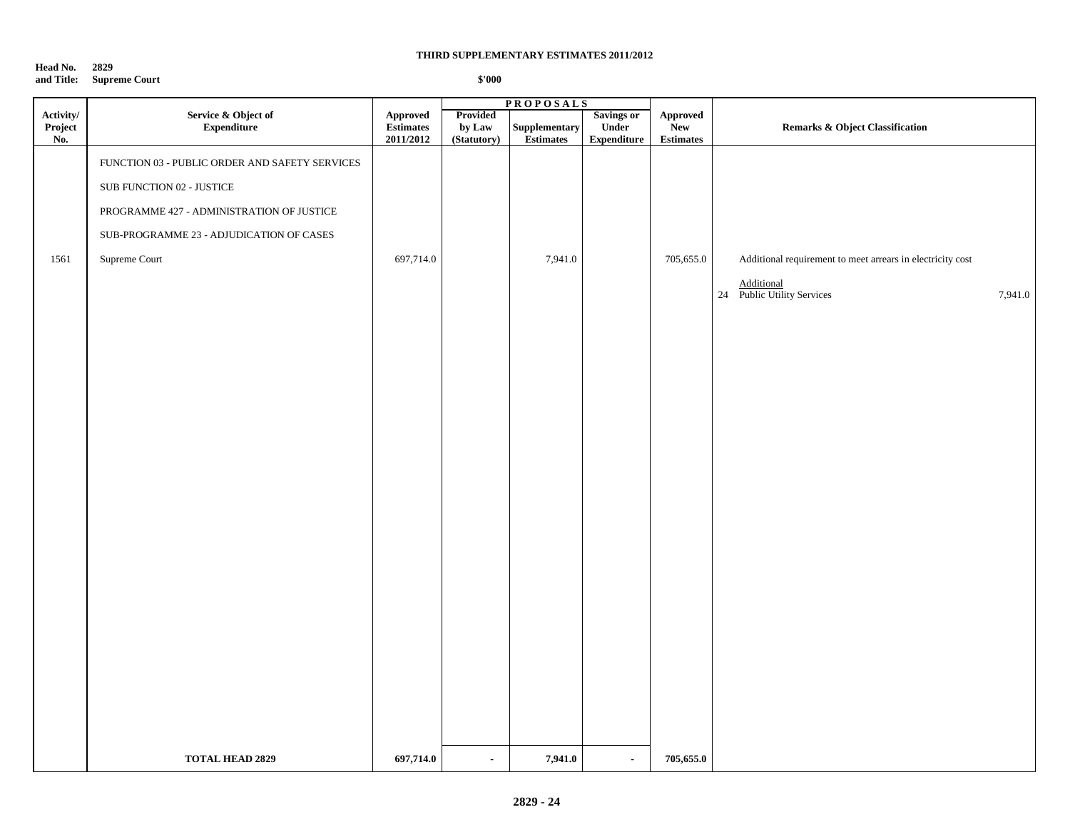**THIRD SUPPLEMENTARY ESTIMATES 2011/2012**

**Head No. 2829**
**and Title: Supreme Court**

**$'000**

| Activity/ Project No. | Service & Object of Expenditure | Approved Estimates 2011/2012 | PROPOSALS Provided by Law (Statutory) | Supplementary Estimates | Savings or Under Expenditure | Approved New Estimates | Remarks & Object Classification |
|---|---|---|---|---|---|---|---|
| | FUNCTION 03 - PUBLIC ORDER AND SAFETY SERVICES | | | | | | |
| | SUB FUNCTION 02 - JUSTICE | | | | | | |
| | PROGRAMME 427 - ADMINISTRATION OF JUSTICE | | | | | | |
| | SUB-PROGRAMME 23 - ADJUDICATION OF CASES | | | | | | |
| 1561 | Supreme Court | 697,714.0 | | 7,941.0 | | 705,655.0 | Additional requirement to meet arrears in electricity cost |
| | | | | | | | Additional |
| | | | | | | | 24 Public Utility Services 7,941.0 |
| | **TOTAL HEAD 2829** | **697,714.0** | **-** | **7,941.0** | **-** | **705,655.0** | |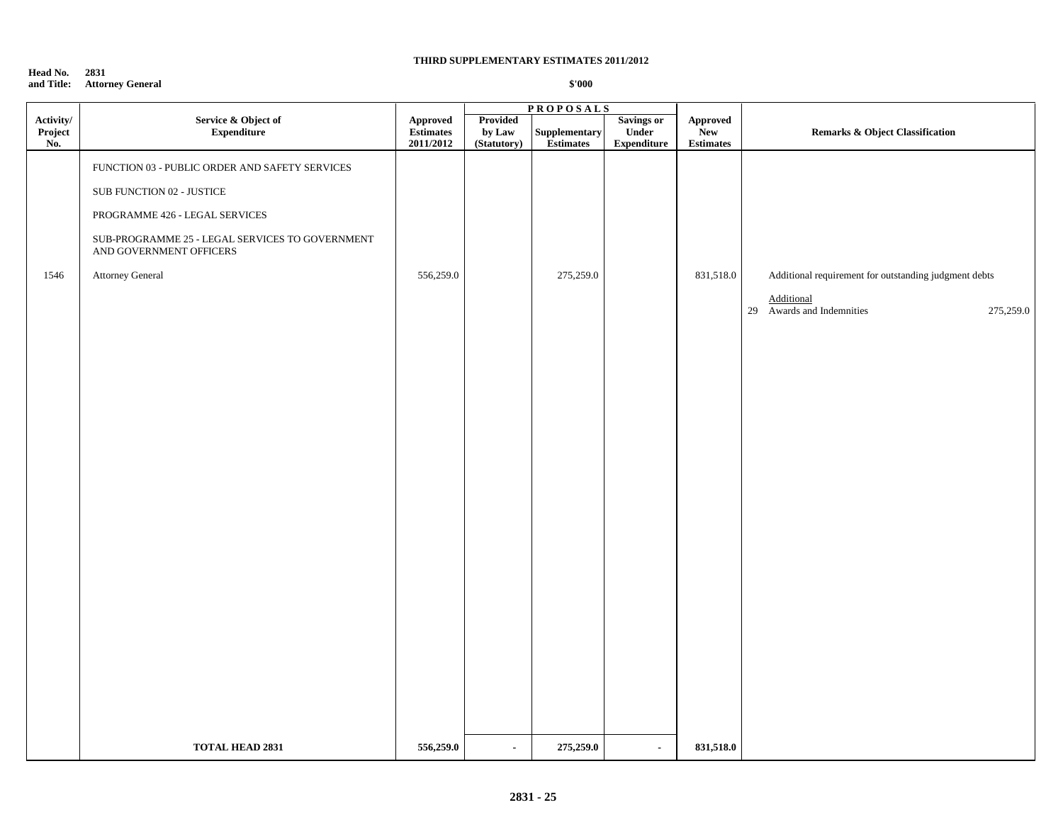**THIRD SUPPLEMENTARY ESTIMATES 2011/2012**

**Head No. and Title: 2831 Attorney General**

**$'000**

| Activity/ Project No. | Service & Object of Expenditure | Approved Estimates 2011/2012 | PROPOSALS Provided by Law (Statutory) | Supplementary Estimates | Savings or Under Expenditure | Approved New Estimates | Remarks & Object Classification |
|---|---|---|---|---|---|---|---|
| | FUNCTION 03 - PUBLIC ORDER AND SAFETY SERVICES | | | | | | |
| | SUB FUNCTION 02 - JUSTICE | | | | | | |
| | PROGRAMME 426 - LEGAL SERVICES | | | | | | |
| | SUB-PROGRAMME 25 - LEGAL SERVICES TO GOVERNMENT AND GOVERNMENT OFFICERS | | | | | | |
| 1546 | Attorney General | 556,259.0 | | 275,259.0 | | 831,518.0 | Additional requirement for outstanding judgment debts<br><br>Additional<br>29 Awards and Indemnities 275,259.0 |
| | **TOTAL HEAD 2831** | **556,259.0** | **-** | **275,259.0** | **-** | **831,518.0** | |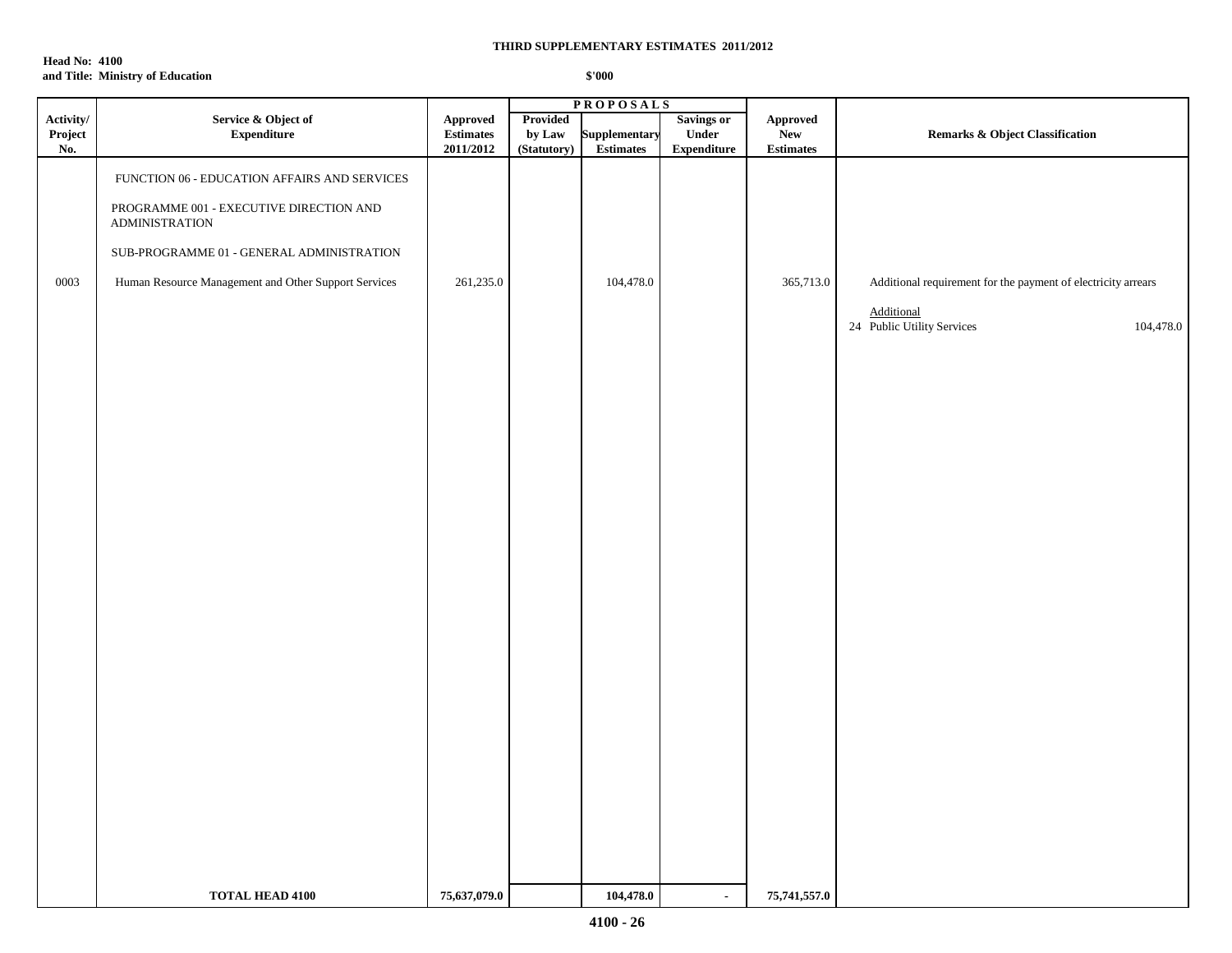**THIRD SUPPLEMENTARY ESTIMATES 2011/2012**

**Head No: 4100**
**and Title: Ministry of Education**

**$'000**

| Activity/ Project No. | Service & Object of Expenditure | Approved Estimates 2011/2012 | PROPOSALS | | | Approved New Estimates | Remarks & Object Classification |
|---|---|---|---|---|---|---|---|
| | | | Provided by Law (Statutory) | Supplementary Estimates | Savings or Under Expenditure | | |
| | FUNCTION 06 - EDUCATION AFFAIRS AND SERVICES | | | | | | |
| | PROGRAMME 001 - EXECUTIVE DIRECTION AND ADMINISTRATION | | | | | | |
| | SUB-PROGRAMME 01 - GENERAL ADMINISTRATION | | | | | | |
| 0003 | Human Resource Management and Other Support Services | 261,235.0 | | 104,478.0 | | 365,713.0 | Additional requirement for the payment of electricity arrears<br><br>Additional<br>24 Public Utility Services 104,478.0 |
| | **TOTAL HEAD 4100** | **75,637,079.0** | | **104,478.0** | - | **75,741,557.0** | |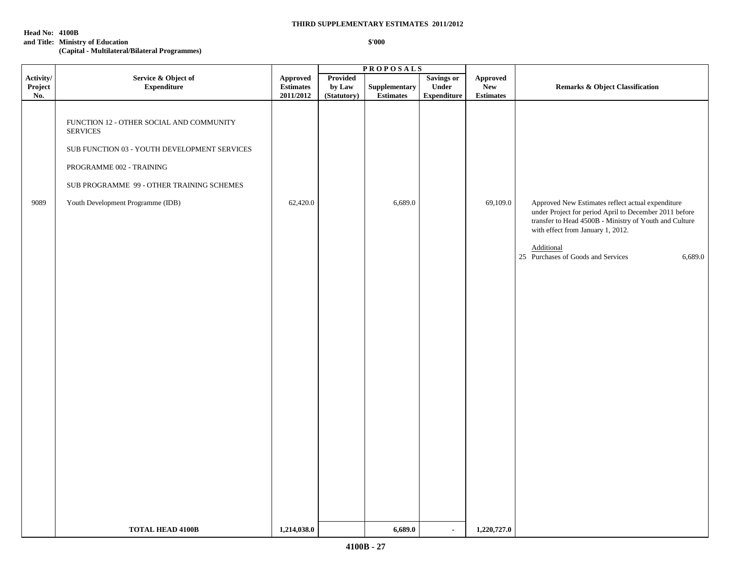**THIRD SUPPLEMENTARY ESTIMATES 2011/2012**

**Head No: 4100B**
**and Title: Ministry of Education**
**(Capital - Multilateral/Bilateral Programmes)**

**$'000**

| Activity/ Project No. | Service & Object of Expenditure | Approved Estimates 2011/2012 | PROPOSALS Provided by Law (Statutory) | Supplementary Estimates | Savings or Under Expenditure | Approved New Estimates | Remarks & Object Classification |
|---|---|---|---|---|---|---|---|
| | FUNCTION 12 - OTHER SOCIAL AND COMMUNITY SERVICES | | | | | | |
| | SUB FUNCTION 03 - YOUTH DEVELOPMENT SERVICES | | | | | | |
| | PROGRAMME 002 - TRAINING | | | | | | |
| | SUB PROGRAMME 99 - OTHER TRAINING SCHEMES | | | | | | |
| 9089 | Youth Development Programme (IDB) | 62,420.0 | | 6,689.0 | | 69,109.0 | Approved New Estimates reflect actual expenditure under Project for period April to December 2011 before transfer to Head 4500B - Ministry of Youth and Culture with effect from January 1, 2012. <br> Additional <br> 25 Purchases of Goods and Services 6,689.0 |
| | **TOTAL HEAD 4100B** | **1,214,038.0** | | **6,689.0** | **-** | **1,220,727.0** | |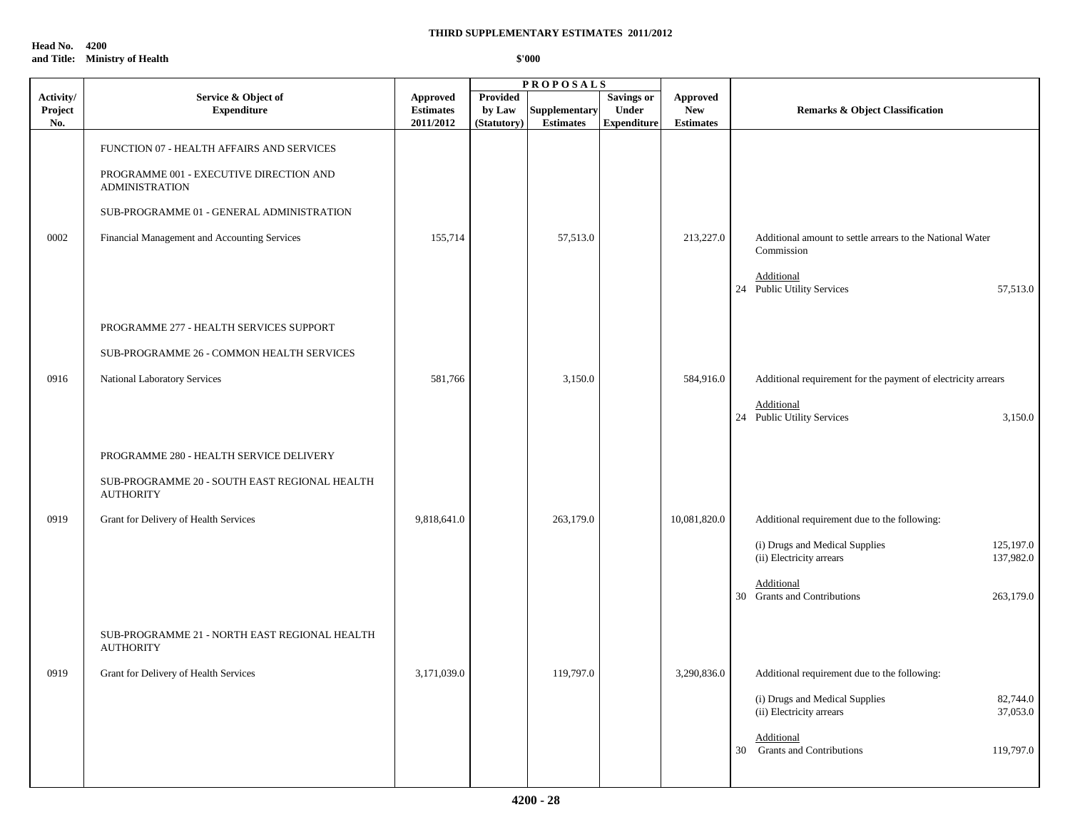**THIRD SUPPLEMENTARY ESTIMATES 2011/2012**

**Head No. 4200**
**and Title: Ministry of Health**

**$'000**

| Activity/ Project No. | Service & Object of Expenditure | Approved Estimates 2011/2012 | PROPOSALS Provided by Law (Statutory) | Supplementary Estimates | Savings or Under Expenditure | Approved New Estimates | Remarks & Object Classification |
|---|---|---|---|---|---|---|---|
| | FUNCTION 07 - HEALTH AFFAIRS AND SERVICES | | | | | | |
| | PROGRAMME 001 - EXECUTIVE DIRECTION AND ADMINISTRATION | | | | | | |
| | SUB-PROGRAMME 01 - GENERAL ADMINISTRATION | | | | | | |
| 0002 | Financial Management and Accounting Services | 155,714 | | 57,513.0 | | 213,227.0 | Additional amount to settle arrears to the National Water Commission |
| | | | | | | | Additional |
| | | | | | | | 24 Public Utility Services 57,513.0 |
| | PROGRAMME 277 - HEALTH SERVICES SUPPORT | | | | | | |
| | SUB-PROGRAMME 26 - COMMON HEALTH SERVICES | | | | | | |
| 0916 | National Laboratory Services | 581,766 | | 3,150.0 | | 584,916.0 | Additional requirement for the payment of electricity arrears |
| | | | | | | | Additional |
| | | | | | | | 24 Public Utility Services 3,150.0 |
| | PROGRAMME 280 - HEALTH SERVICE DELIVERY | | | | | | |
| | SUB-PROGRAMME 20 - SOUTH EAST REGIONAL HEALTH AUTHORITY | | | | | | |
| 0919 | Grant for Delivery of Health Services | 9,818,641.0 | | 263,179.0 | | 10,081,820.0 | Additional requirement due to the following: |
| | | | | | | | (i) Drugs and Medical Supplies 125,197.0 |
| | | | | | | | (ii) Electricity arrears 137,982.0 |
| | | | | | | | Additional |
| | | | | | | | 30 Grants and Contributions 263,179.0 |
| | SUB-PROGRAMME 21 - NORTH EAST REGIONAL HEALTH AUTHORITY | | | | | | |
| 0919 | Grant for Delivery of Health Services | 3,171,039.0 | | 119,797.0 | | 3,290,836.0 | Additional requirement due to the following: |
| | | | | | | | (i) Drugs and Medical Supplies 82,744.0 |
| | | | | | | | (ii) Electricity arrears 37,053.0 |
| | | | | | | | Additional |
| | | | | | | | 30 Grants and Contributions 119,797.0 |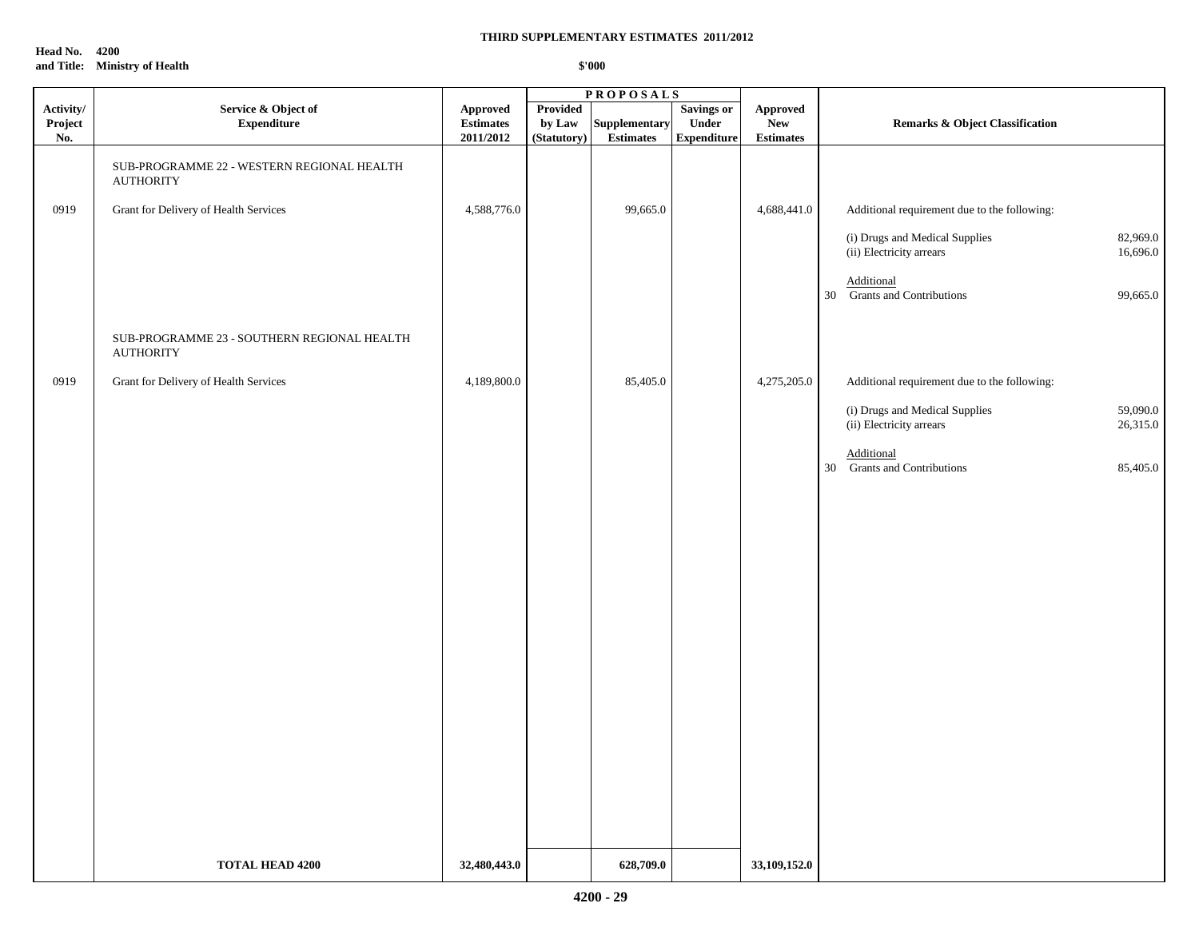**THIRD SUPPLEMENTARY ESTIMATES 2011/2012**

**Head No. 4200**
**and Title: Ministry of Health**

**$'000**

| Activity/ Project No. | Service & Object of Expenditure | Approved Estimates 2011/2012 | PROPOSALS Provided by Law (Statutory) | Supplementary Estimates | Savings or Under Expenditure | Approved New Estimates | Remarks & Object Classification | |
|---|---|---|---|---|---|---|---|---|
| | SUB-PROGRAMME 22 - WESTERN REGIONAL HEALTH AUTHORITY | | | | | | | |
| 0919 | Grant for Delivery of Health Services | 4,588,776.0 | | 99,665.0 | | 4,688,441.0 | Additional requirement due to the following: | |
| | | | | | | | (i) Drugs and Medical Supplies | 82,969.0 |
| | | | | | | | (ii) Electricity arrears | 16,696.0 |
| | | | | | | | Additional | |
| | | | | | | | 30 Grants and Contributions | 99,665.0 |
| | SUB-PROGRAMME 23 - SOUTHERN REGIONAL HEALTH AUTHORITY | | | | | | | |
| 0919 | Grant for Delivery of Health Services | 4,189,800.0 | | 85,405.0 | | 4,275,205.0 | Additional requirement due to the following: | |
| | | | | | | | (i) Drugs and Medical Supplies | 59,090.0 |
| | | | | | | | (ii) Electricity arrears | 26,315.0 |
| | | | | | | | Additional | |
| | | | | | | | 30 Grants and Contributions | 85,405.0 |
| | **TOTAL HEAD 4200** | **32,480,443.0** | | **628,709.0** | | **33,109,152.0** | | |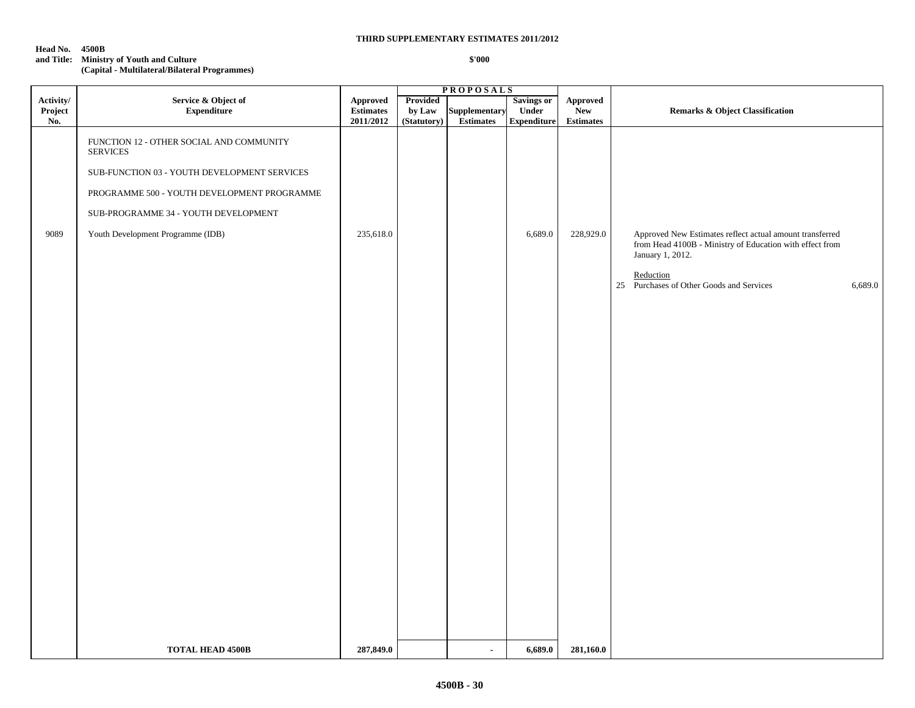**THIRD SUPPLEMENTARY ESTIMATES 2011/2012**

**Head No. 4500B**
**and Title: Ministry of Youth and Culture**
**(Capital - Multilateral/Bilateral Programmes)**

**$'000**

| Activity/ Project No. | Service & Object of Expenditure | Approved Estimates 2011/2012 | PROPOSALS Provided by Law (Statutory) | Supplementary Estimates | Savings or Under Expenditure | Approved New Estimates | Remarks & Object Classification |
|---|---|---|---|---|---|---|---|
| | FUNCTION 12 - OTHER SOCIAL AND COMMUNITY SERVICES | | | | | | |
| | SUB-FUNCTION 03 - YOUTH DEVELOPMENT SERVICES | | | | | | |
| | PROGRAMME 500 - YOUTH DEVELOPMENT PROGRAMME | | | | | | |
| | SUB-PROGRAMME 34 - YOUTH DEVELOPMENT | | | | | | |
| 9089 | Youth Development Programme (IDB) | 235,618.0 | | | 6,689.0 | 228,929.0 | Approved New Estimates reflect actual amount transferred from Head 4100B - Ministry of Education with effect from January 1, 2012. <br><br> Reduction <br> 25 Purchases of Other Goods and Services 6,689.0 |
| | **TOTAL HEAD 4500B** | **287,849.0** | | **-** | **6,689.0** | **281,160.0** | |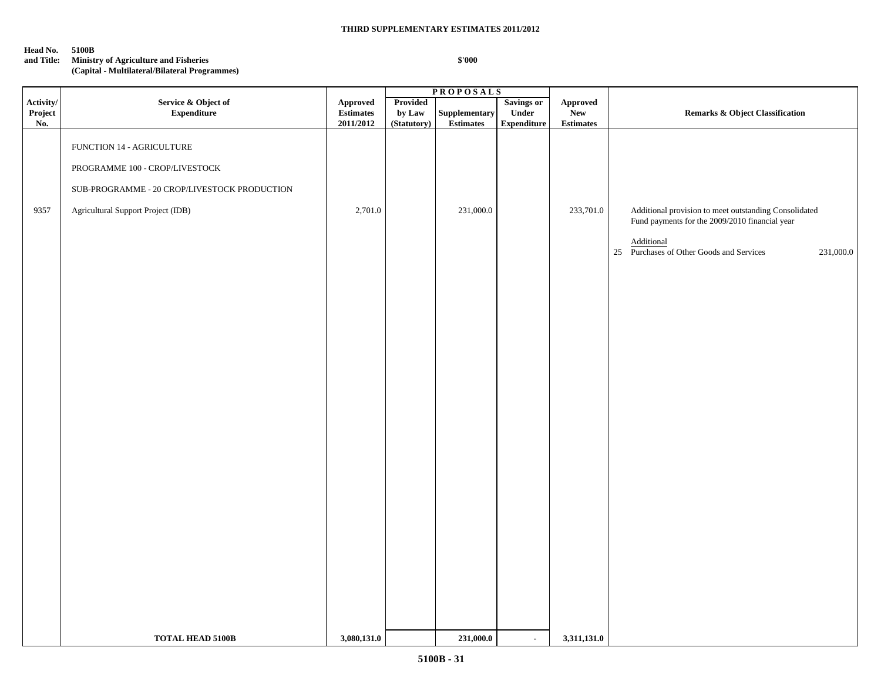**THIRD SUPPLEMENTARY ESTIMATES 2011/2012**

**Head No. and Title: 5100B Ministry of Agriculture and Fisheries (Capital - Multilateral/Bilateral Programmes)**

**$'000**

| Activity/ Project No. | Service & Object of Expenditure | Approved Estimates 2011/2012 | PROPOSALS Provided by Law (Statutory) | Supplementary Estimates | Savings or Under Expenditure | Approved New Estimates | Remarks & Object Classification |
|---|---|---|---|---|---|---|---|
| | FUNCTION 14 - AGRICULTURE | | | | | | |
| | PROGRAMME 100 - CROP/LIVESTOCK | | | | | | |
| | SUB-PROGRAMME - 20 CROP/LIVESTOCK PRODUCTION | | | | | | |
| 9357 | Agricultural Support Project (IDB) | 2,701.0 | | 231,000.0 | | 233,701.0 | Additional provision to meet outstanding Consolidated Fund payments for the 2009/2010 financial year<br><br>Additional<br>25 Purchases of Other Goods and Services 231,000.0 |
| | **TOTAL HEAD 5100B** | **3,080,131.0** | | **231,000.0** | - | **3,311,131.0** | |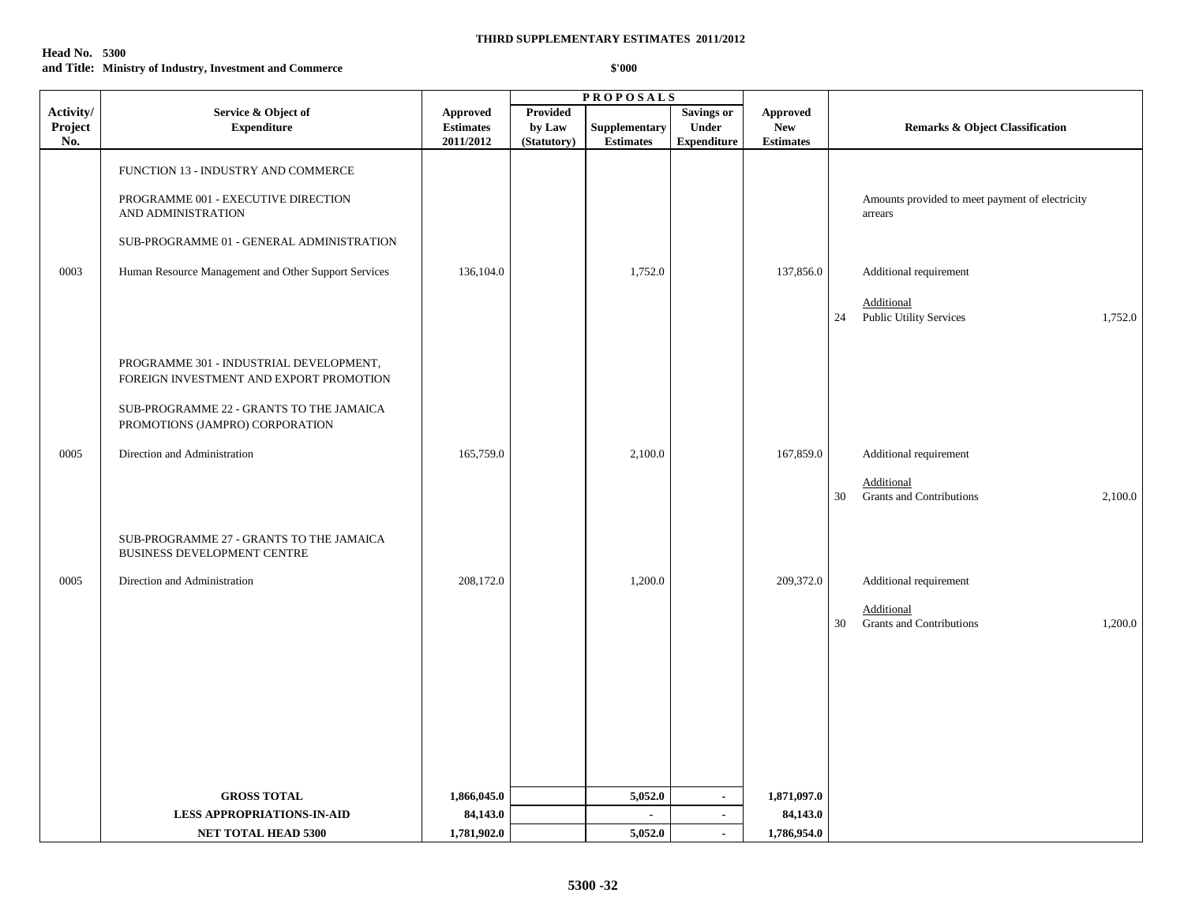**THIRD SUPPLEMENTARY ESTIMATES 2011/2012**

**Head No. 5300**
**and Title: Ministry of Industry, Investment and Commerce**

**$'000**

| Activity/ Project No. | Service & Object of Expenditure | Approved Estimates 2011/2012 | PROPOSALS Provided by Law (Statutory) | Supplementary Estimates | Savings or Under Expenditure | Approved New Estimates | Remarks & Object Classification |
|---|---|---|---|---|---|---|---|
| | FUNCTION 13 - INDUSTRY AND COMMERCE | | | | | | |
| | PROGRAMME 001 - EXECUTIVE DIRECTION AND ADMINISTRATION | | | | | | Amounts provided to meet payment of electricity arrears |
| | SUB-PROGRAMME 01 - GENERAL ADMINISTRATION | | | | | | |
| 0003 | Human Resource Management and Other Support Services | 136,104.0 | | 1,752.0 | | 137,856.0 | Additional requirement |
| | | | | | | | Additional<br>24 Public Utility Services 1,752.0 |
| | PROGRAMME 301 - INDUSTRIAL DEVELOPMENT, FOREIGN INVESTMENT AND EXPORT PROMOTION | | | | | | |
| | SUB-PROGRAMME 22 - GRANTS TO THE JAMAICA PROMOTIONS (JAMPRO) CORPORATION | | | | | | |
| 0005 | Direction and Administration | 165,759.0 | | 2,100.0 | | 167,859.0 | Additional requirement |
| | | | | | | | Additional<br>30 Grants and Contributions 2,100.0 |
| | SUB-PROGRAMME 27 - GRANTS TO THE JAMAICA BUSINESS DEVELOPMENT CENTRE | | | | | | |
| 0005 | Direction and Administration | 208,172.0 | | 1,200.0 | | 209,372.0 | Additional requirement |
| | | | | | | | Additional<br>30 Grants and Contributions 1,200.0 |
| | **GROSS TOTAL** | **1,866,045.0** | | **5,052.0** | **-** | **1,871,097.0** | |
| | **LESS APPROPRIATIONS-IN-AID** | **84,143.0** | | **-** | **-** | **84,143.0** | |
| | **NET TOTAL HEAD 5300** | **1,781,902.0** | | **5,052.0** | **-** | **1,786,954.0** | |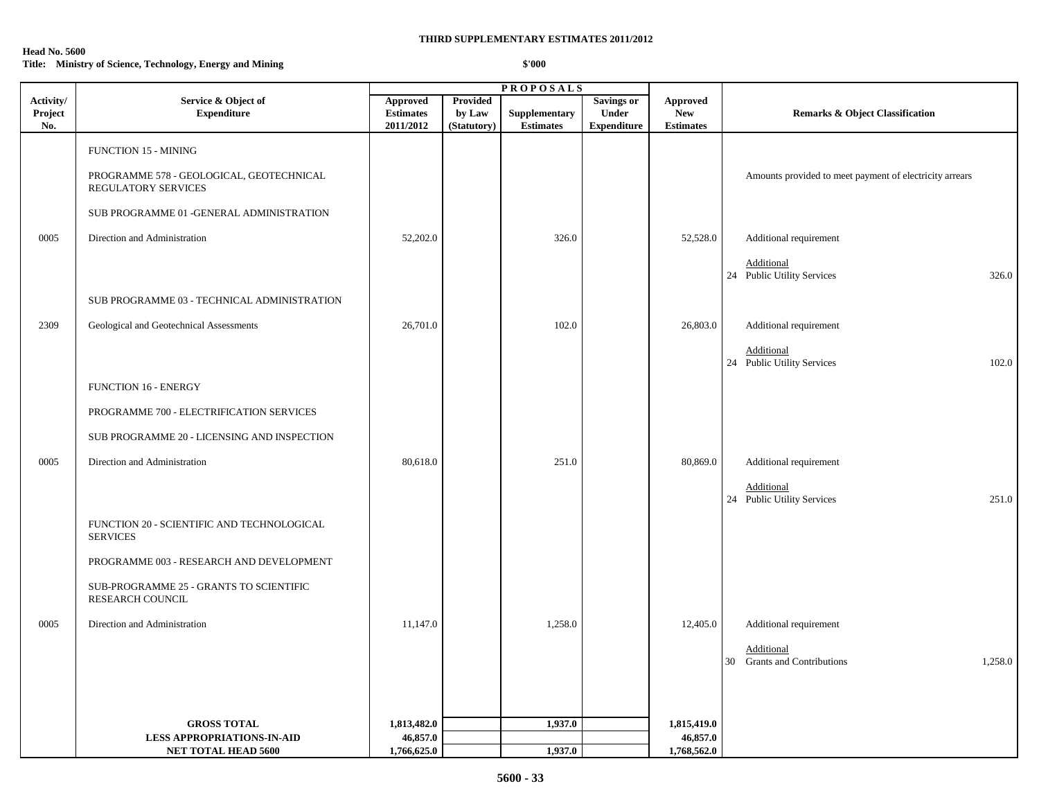**THIRD SUPPLEMENTARY ESTIMATES 2011/2012**

**Head No. 5600**
**Title: Ministry of Science, Technology, Energy and Mining**

**$'000**

| Activity/ Project No. | Service & Object of Expenditure | Approved Estimates 2011/2012 | Provided by Law (Statutory) | Supplementary Estimates | Savings or Under Expenditure | Approved New Estimates | Remarks & Object Classification |
|---|---|---|---|---|---|---|---|
| | FUNCTION 15 - MINING | | | | | | |
| | PROGRAMME 578 - GEOLOGICAL, GEOTECHNICAL REGULATORY SERVICES | | | | | | Amounts provided to meet payment of electricity arrears |
| | SUB PROGRAMME 01 -GENERAL ADMINISTRATION | | | | | | |
| 0005 | Direction and Administration | 52,202.0 | | 326.0 | | 52,528.0 | Additional requirement |
| | | | | | | | Additional<br>24 Public Utility Services 326.0 |
| | SUB PROGRAMME 03 - TECHNICAL ADMINISTRATION | | | | | | |
| 2309 | Geological and Geotechnical Assessments | 26,701.0 | | 102.0 | | 26,803.0 | Additional requirement |
| | | | | | | | Additional<br>24 Public Utility Services 102.0 |
| | FUNCTION 16 - ENERGY | | | | | | |
| | PROGRAMME 700 - ELECTRIFICATION SERVICES | | | | | | |
| | SUB PROGRAMME 20 - LICENSING AND INSPECTION | | | | | | |
| 0005 | Direction and Administration | 80,618.0 | | 251.0 | | 80,869.0 | Additional requirement |
| | | | | | | | Additional<br>24 Public Utility Services 251.0 |
| | FUNCTION 20 - SCIENTIFIC AND TECHNOLOGICAL SERVICES | | | | | | |
| | PROGRAMME 003 - RESEARCH AND DEVELOPMENT | | | | | | |
| | SUB-PROGRAMME 25 - GRANTS TO SCIENTIFIC RESEARCH COUNCIL | | | | | | |
| 0005 | Direction and Administration | 11,147.0 | | 1,258.0 | | 12,405.0 | Additional requirement |
| | | | | | | | Additional<br>30 Grants and Contributions 1,258.0 |
| | **GROSS TOTAL** | **1,813,482.0** | | **1,937.0** | | **1,815,419.0** | |
| | **LESS APPROPRIATIONS-IN-AID** | **46,857.0** | | | | **46,857.0** | |
| | **NET TOTAL HEAD 5600** | **1,766,625.0** | | **1,937.0** | | **1,768,562.0** | |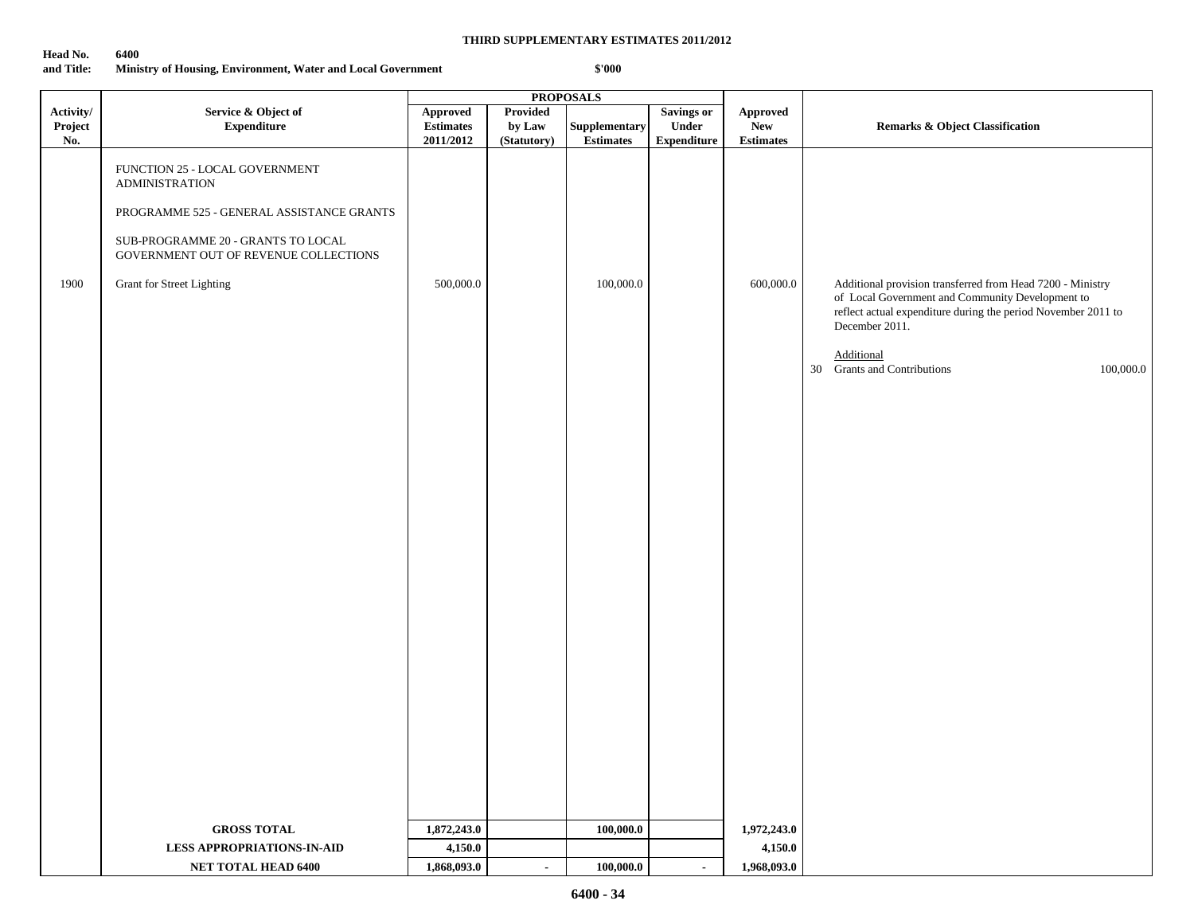**THIRD SUPPLEMENTARY ESTIMATES 2011/2012**

**Head No. and Title:** **6400 Ministry of Housing, Environment, Water and Local Government**

**$'000**

| Activity/ Project No. | Service & Object of Expenditure | Approved Estimates 2011/2012 | PROPOSALS Provided by Law (Statutory) | Supplementary Estimates | Savings or Under Expenditure | Approved New Estimates | Remarks & Object Classification |
|---|---|---|---|---|---|---|---|
| | FUNCTION 25 - LOCAL GOVERNMENT ADMINISTRATION | | | | | | |
| | PROGRAMME 525 - GENERAL ASSISTANCE GRANTS | | | | | | |
| | SUB-PROGRAMME 20 - GRANTS TO LOCAL GOVERNMENT OUT OF REVENUE COLLECTIONS | | | | | | |
| 1900 | Grant for Street Lighting | 500,000.0 | | 100,000.0 | | 600,000.0 | Additional provision transferred from Head 7200 - Ministry of Local Government and Community Development to reflect actual expenditure during the period November 2011 to December 2011. Additional: 30 Grants and Contributions 100,000.0 |
| | **GROSS TOTAL** | **1,872,243.0** | | **100,000.0** | | **1,972,243.0** | |
| | **LESS APPROPRIATIONS-IN-AID** | **4,150.0** | | | | **4,150.0** | |
| | **NET TOTAL HEAD 6400** | **1,868,093.0** | - | **100,000.0** | - | **1,968,093.0** | |

**6400 - 34**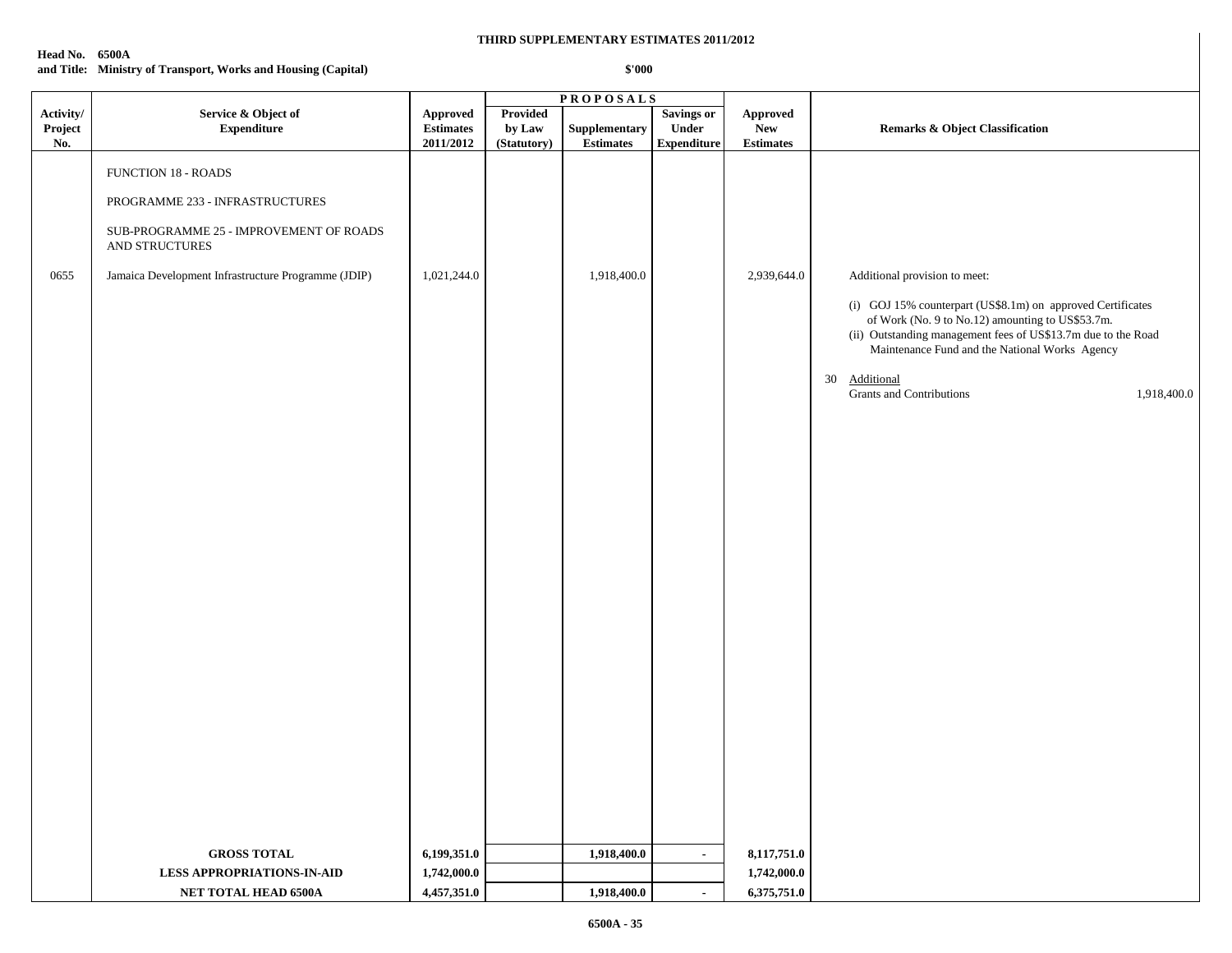**THIRD SUPPLEMENTARY ESTIMATES 2011/2012**

**Head No. 6500A**
**and Title: Ministry of Transport, Works and Housing (Capital)**

**\$'000**

| Activity/ Project No. | Service & Object of Expenditure | Approved Estimates 2011/2012 | PROPOSALS Provided by Law (Statutory) | Supplementary Estimates | Savings or Under Expenditure | Approved New Estimates | Remarks & Object Classification |
|---|---|---|---|---|---|---|---|
| | FUNCTION 18 - ROADS | | | | | | |
| | PROGRAMME 233 - INFRASTRUCTURES | | | | | | |
| | SUB-PROGRAMME 25 - IMPROVEMENT OF ROADS AND STRUCTURES | | | | | | |
| 0655 | Jamaica Development Infrastructure Programme (JDIP) | 1,021,244.0 | | 1,918,400.0 | | 2,939,644.0 | Additional provision to meet: (i) GOJ 15% counterpart (US\$8.1m) on approved Certificates of Work (No. 9 to No.12) amounting to US\$53.7m. (ii) Outstanding management fees of US\$13.7m due to the Road Maintenance Fund and the National Works Agency. 30 Additional Grants and Contributions 1,918,400.0 |
| | **GROSS TOTAL** | **6,199,351.0** | | **1,918,400.0** | - | **8,117,751.0** | |
| | **LESS APPROPRIATIONS-IN-AID** | **1,742,000.0** | | | | **1,742,000.0** | |
| | **NET TOTAL HEAD 6500A** | **4,457,351.0** | | **1,918,400.0** | - | **6,375,751.0** | |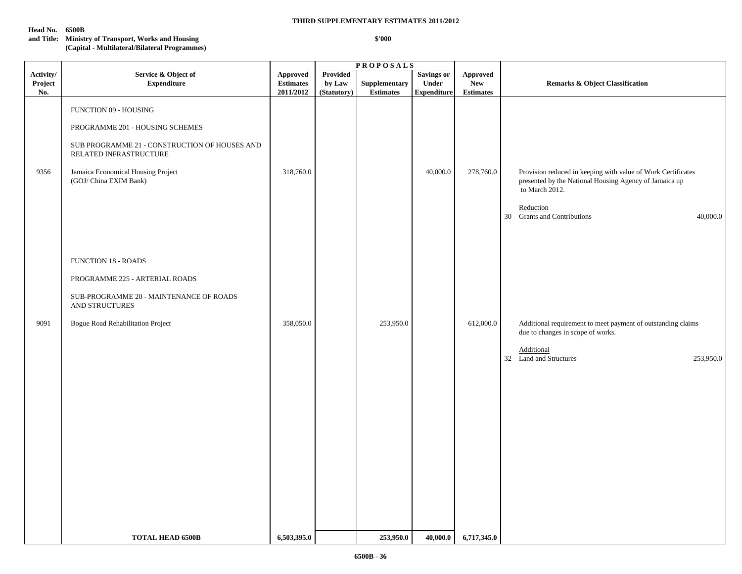**THIRD SUPPLEMENTARY ESTIMATES 2011/2012**

**Head No. 6500B**
**and Title: Ministry of Transport, Works and Housing**
**(Capital - Multilateral/Bilateral Programmes)**

**$'000**

| Activity/ Project No. | Service & Object of Expenditure | Approved Estimates 2011/2012 | PROPOSALS Provided by Law (Statutory) | Supplementary Estimates | Savings or Under Expenditure | Approved New Estimates | Remarks & Object Classification |
|---|---|---|---|---|---|---|---|
| | FUNCTION 09 - HOUSING | | | | | | |
| | PROGRAMME 201 - HOUSING SCHEMES | | | | | | |
| | SUB PROGRAMME 21 - CONSTRUCTION OF HOUSES AND RELATED INFRASTRUCTURE | | | | | | |
| 9356 | Jamaica Economical Housing Project (GOJ/ China EXIM Bank) | 318,760.0 | | | 40,000.0 | 278,760.0 | Provision reduced in keeping with value of Work Certificates presented by the National Housing Agency of Jamaica up to March 2012. |
| | | | | | | | Reduction |
| | | | | | | | 30 Grants and Contributions 40,000.0 |
| | FUNCTION 18 - ROADS | | | | | | |
| | PROGRAMME 225 - ARTERIAL ROADS | | | | | | |
| | SUB-PROGRAMME 20 - MAINTENANCE OF ROADS AND STRUCTURES | | | | | | |
| 9091 | Bogue Road Rehabilitation Project | 358,050.0 | | 253,950.0 | | 612,000.0 | Additional requirement to meet payment of outstanding claims due to changes in scope of works. |
| | | | | | | | Additional |
| | | | | | | | 32 Land and Structures 253,950.0 |
| | **TOTAL HEAD 6500B** | **6,503,395.0** | | **253,950.0** | **40,000.0** | **6,717,345.0** | |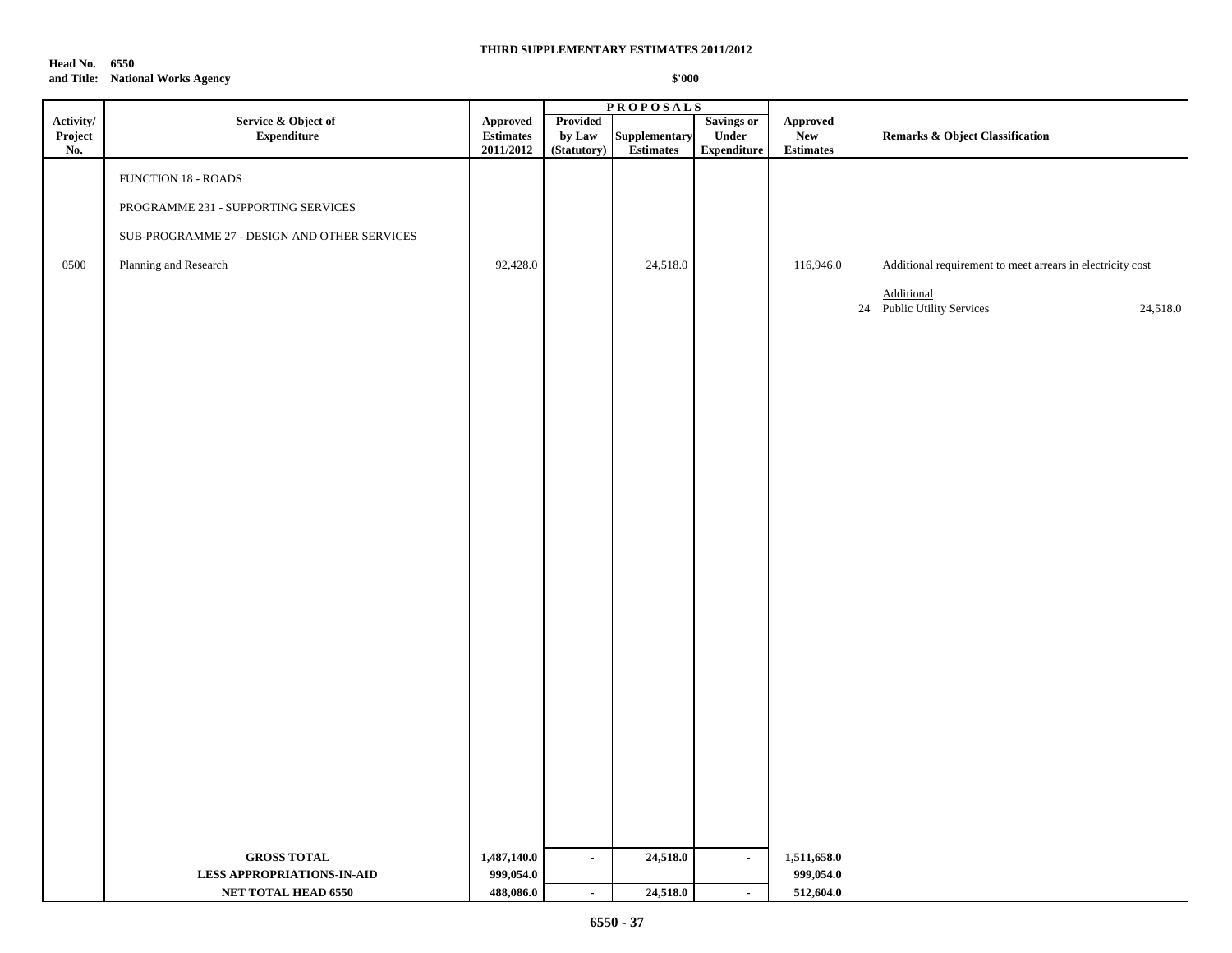**THIRD SUPPLEMENTARY ESTIMATES 2011/2012**

**Head No. 6550**
**and Title: National Works Agency**

**$'000**

| Activity/ Project No. | Service & Object of Expenditure | Approved Estimates 2011/2012 | PROPOSALS Provided by Law (Statutory) | Supplementary Estimates | Savings or Under Expenditure | Approved New Estimates | Remarks & Object Classification |
|---|---|---|---|---|---|---|---|
| | FUNCTION 18 - ROADS | | | | | | |
| | PROGRAMME 231 - SUPPORTING SERVICES | | | | | | |
| | SUB-PROGRAMME 27 - DESIGN AND OTHER SERVICES | | | | | | |
| 0500 | Planning and Research | 92,428.0 | | 24,518.0 | | 116,946.0 | Additional requirement to meet arrears in electricity cost |
| | | | | | | | Additional |
| | | | | | | | 24 Public Utility Services 24,518.0 |
| | **GROSS TOTAL** | **1,487,140.0** | **-** | **24,518.0** | **-** | **1,511,658.0** | |
| | **LESS APPROPRIATIONS-IN-AID** | **999,054.0** | | | | **999,054.0** | |
| | **NET TOTAL HEAD 6550** | **488,086.0** | **-** | **24,518.0** | **-** | **512,604.0** | |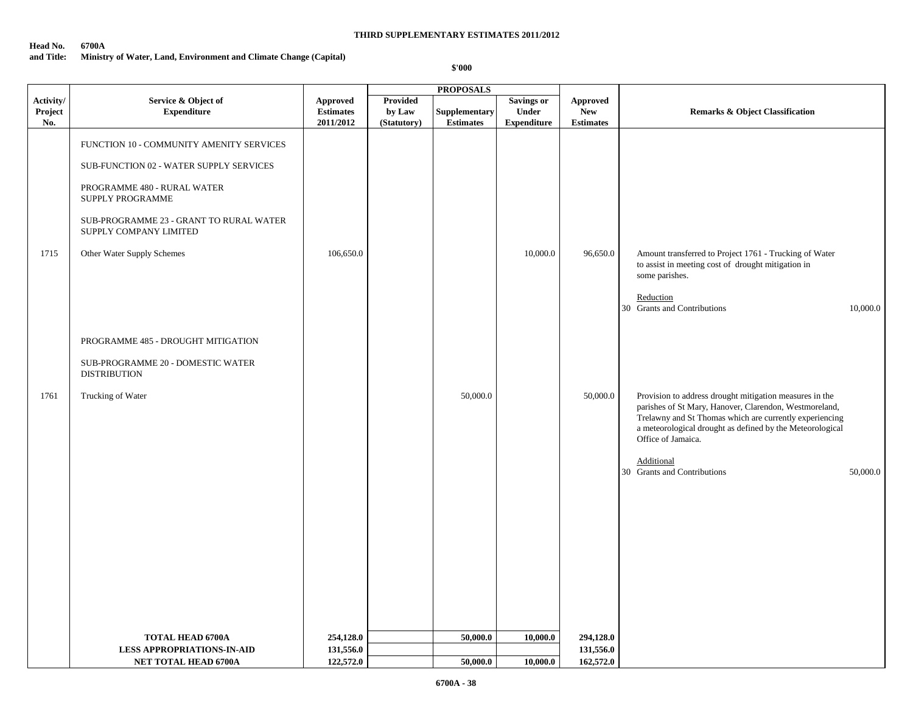**THIRD SUPPLEMENTARY ESTIMATES 2011/2012**

**Head No. 6700A**
**and Title: Ministry of Water, Land, Environment and Climate Change (Capital)**

**\$'000**

| Activity/ Project No. | Service & Object of Expenditure | Approved Estimates 2011/2012 | PROPOSALS Provided by Law (Statutory) | Supplementary Estimates | Savings or Under Expenditure | Approved New Estimates | Remarks & Object Classification |
|---|---|---|---|---|---|---|---|
| | FUNCTION 10 - COMMUNITY AMENITY SERVICES | | | | | | |
| | SUB-FUNCTION 02 - WATER SUPPLY SERVICES | | | | | | |
| | PROGRAMME 480 - RURAL WATER SUPPLY PROGRAMME | | | | | | |
| | SUB-PROGRAMME 23 - GRANT TO RURAL WATER SUPPLY COMPANY LIMITED | | | | | | |
| 1715 | Other Water Supply Schemes | 106,650.0 | | | 10,000.0 | 96,650.0 | Amount transferred to Project 1761 - Trucking of Water to assist in meeting cost of drought mitigation in some parishes. <br><br> Reduction <br> 30 Grants and Contributions 10,000.0 |
| | PROGRAMME 485 - DROUGHT MITIGATION | | | | | | |
| | SUB-PROGRAMME 20 - DOMESTIC WATER DISTRIBUTION | | | | | | |
| 1761 | Trucking of Water | | | 50,000.0 | | 50,000.0 | Provision to address drought mitigation measures in the parishes of St Mary, Hanover, Clarendon, Westmoreland, Trelawny and St Thomas which are currently experiencing a meteorological drought as defined by the Meteorological Office of Jamaica. <br><br> Additional <br> 30 Grants and Contributions 50,000.0 |
| | **TOTAL HEAD 6700A** | **254,128.0** | | **50,000.0** | **10,000.0** | **294,128.0** | |
| | **LESS APPROPRIATIONS-IN-AID** | **131,556.0** | | | | **131,556.0** | |
| | **NET TOTAL HEAD 6700A** | **122,572.0** | | **50,000.0** | **10,000.0** | **162,572.0** | |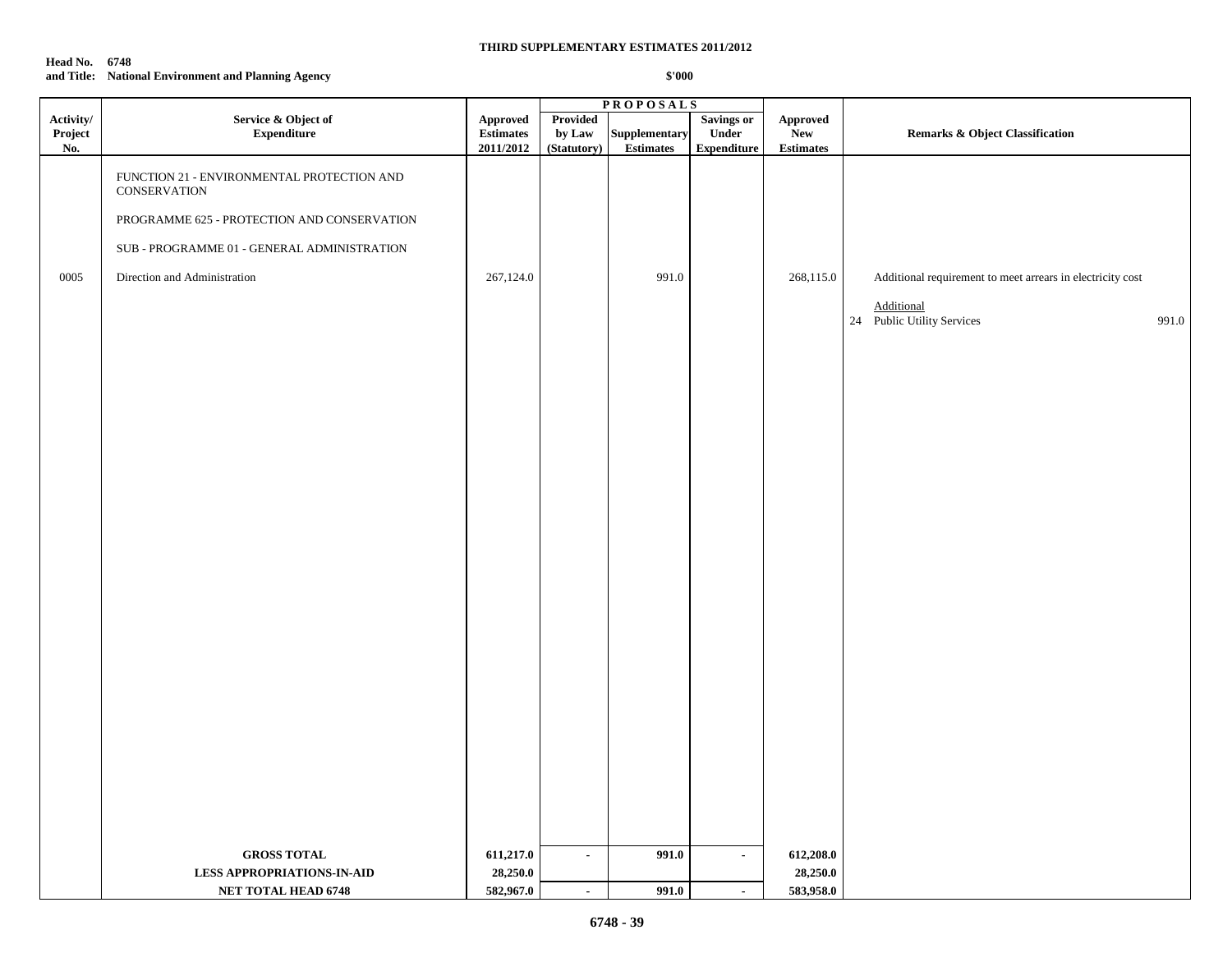**THIRD SUPPLEMENTARY ESTIMATES 2011/2012**

**Head No. 6748**
**and Title: National Environment and Planning Agency**

**$'000**

| Activity/ Project No. | Service & Object of Expenditure | Approved Estimates 2011/2012 | PROPOSALS Provided by Law (Statutory) | Supplementary Estimates | Savings or Under Expenditure | Approved New Estimates | Remarks & Object Classification |
|---|---|---|---|---|---|---|---|
| | FUNCTION 21 - ENVIRONMENTAL PROTECTION AND CONSERVATION | | | | | | |
| | PROGRAMME 625 - PROTECTION AND CONSERVATION | | | | | | |
| | SUB - PROGRAMME 01 - GENERAL ADMINISTRATION | | | | | | |
| 0005 | Direction and Administration | 267,124.0 | | 991.0 | | 268,115.0 | Additional requirement to meet arrears in electricity cost<br><br>Additional<br>24 Public Utility Services 991.0 |
| | **GROSS TOTAL** | **611,217.0** | **-** | **991.0** | **-** | **612,208.0** | |
| | **LESS APPROPRIATIONS-IN-AID** | **28,250.0** | | | | **28,250.0** | |
| | **NET TOTAL HEAD 6748** | **582,967.0** | **-** | **991.0** | **-** | **583,958.0** | |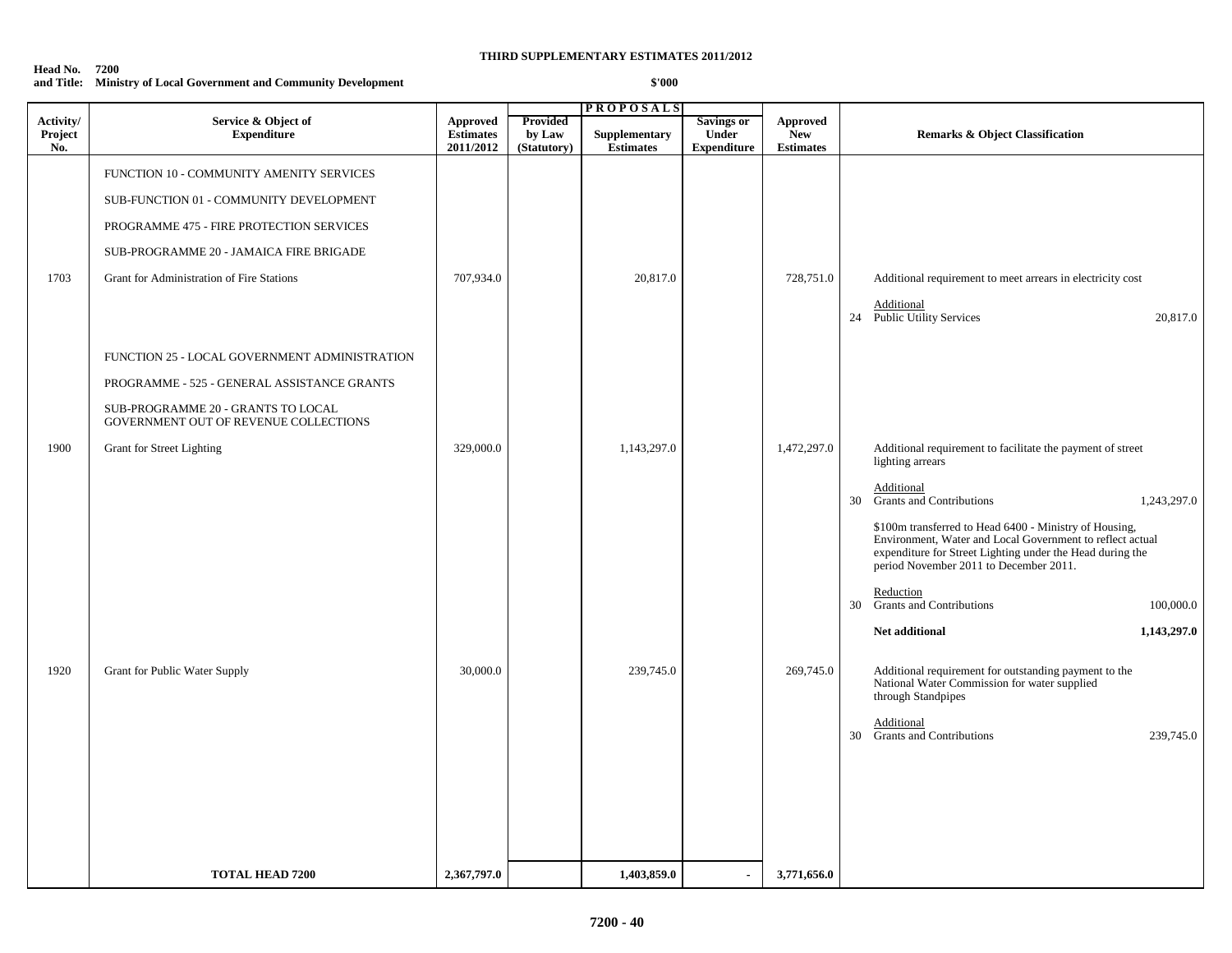**THIRD SUPPLEMENTARY ESTIMATES 2011/2012**

**Head No. 7200**
**and Title: Ministry of Local Government and Community Development**

**$'000**

| Activity/ Project No. | Service & Object of Expenditure | Approved Estimates 2011/2012 | Provided by Law (Statutory) | PROPOSALS Supplementary Estimates | Savings or Under Expenditure | Approved New Estimates | Remarks & Object Classification |
|---|---|---|---|---|---|---|---|
| | FUNCTION 10 - COMMUNITY AMENITY SERVICES | | | | | | |
| | SUB-FUNCTION 01 - COMMUNITY DEVELOPMENT | | | | | | |
| | PROGRAMME 475 - FIRE PROTECTION SERVICES | | | | | | |
| | SUB-PROGRAMME 20 - JAMAICA FIRE BRIGADE | | | | | | |
| 1703 | Grant for Administration of Fire Stations | 707,934.0 | | 20,817.0 | | 728,751.0 | Additional requirement to meet arrears in electricity cost<br><br>Additional<br>24 Public Utility Services 20,817.0 |
| | FUNCTION 25 - LOCAL GOVERNMENT ADMINISTRATION | | | | | | |
| | PROGRAMME - 525 - GENERAL ASSISTANCE GRANTS | | | | | | |
| | SUB-PROGRAMME 20 - GRANTS TO LOCAL GOVERNMENT OUT OF REVENUE COLLECTIONS | | | | | | |
| 1900 | Grant for Street Lighting | 329,000.0 | | 1,143,297.0 | | 1,472,297.0 | Additional requirement to facilitate the payment of street lighting arrears<br><br>Additional<br>30 Grants and Contributions 1,243,297.0<br><br>$100m transferred to Head 6400 - Ministry of Housing, Environment, Water and Local Government to reflect actual expenditure for Street Lighting under the Head during the period November 2011 to December 2011.<br><br>Reduction<br>30 Grants and Contributions 100,000.0<br><br>**Net additional 1,143,297.0** |
| 1920 | Grant for Public Water Supply | 30,000.0 | | 239,745.0 | | 269,745.0 | Additional requirement for outstanding payment to the National Water Commission for water supplied through Standpipes<br><br>Additional<br>30 Grants and Contributions 239,745.0 |
| | **TOTAL HEAD 7200** | **2,367,797.0** | | **1,403,859.0** | - | **3,771,656.0** | |

**7200 - 40**